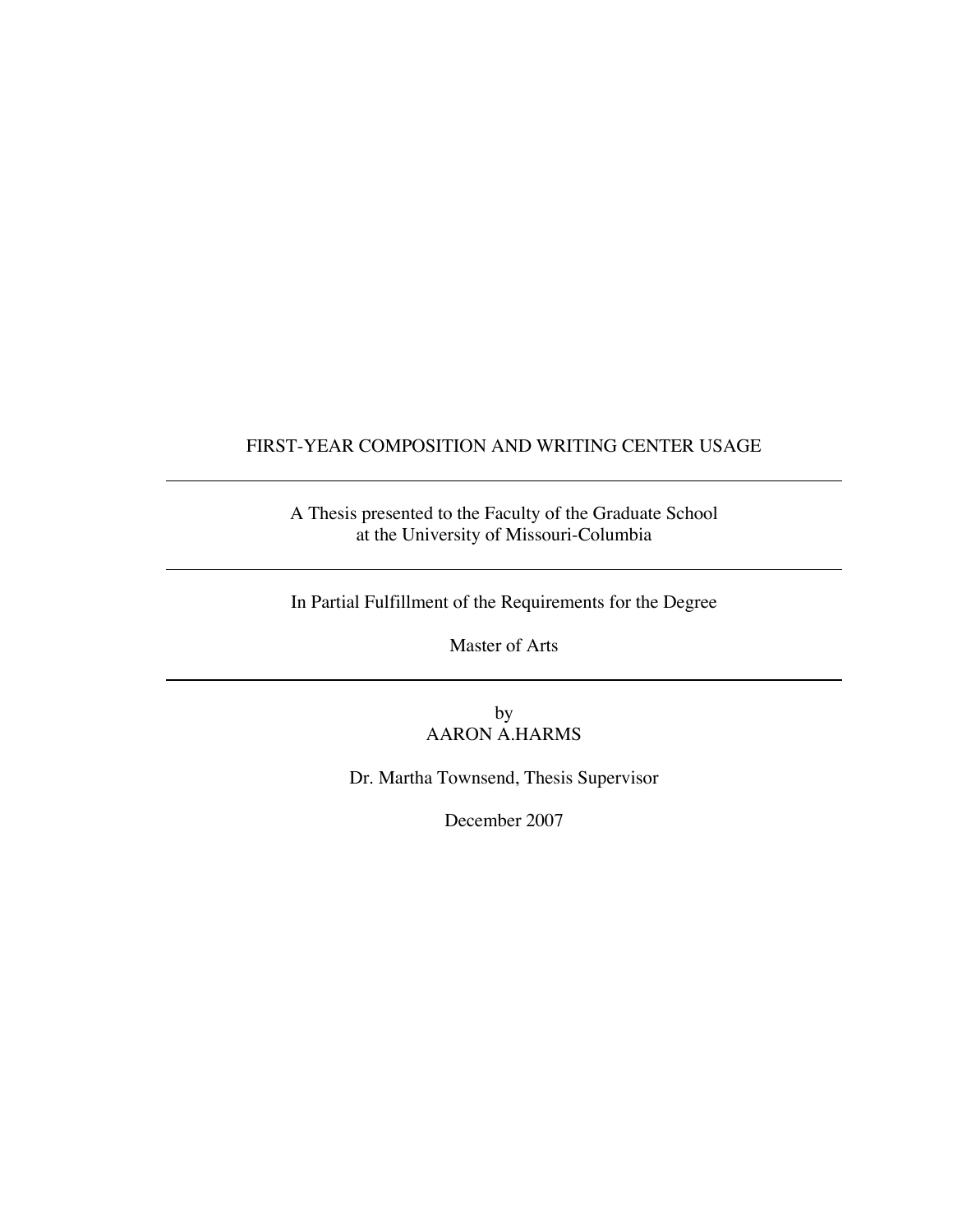# FIRST-YEAR COMPOSITION AND WRITING CENTER USAGE

---

A Thesis presented to the Faculty of the Graduate School
at the University of Missouri-Columbia

---

In Partial Fulfillment of the Requirements for the Degree

Master of Arts

---

by
AARON A.HARMS

Dr. Martha Townsend, Thesis Supervisor

December 2007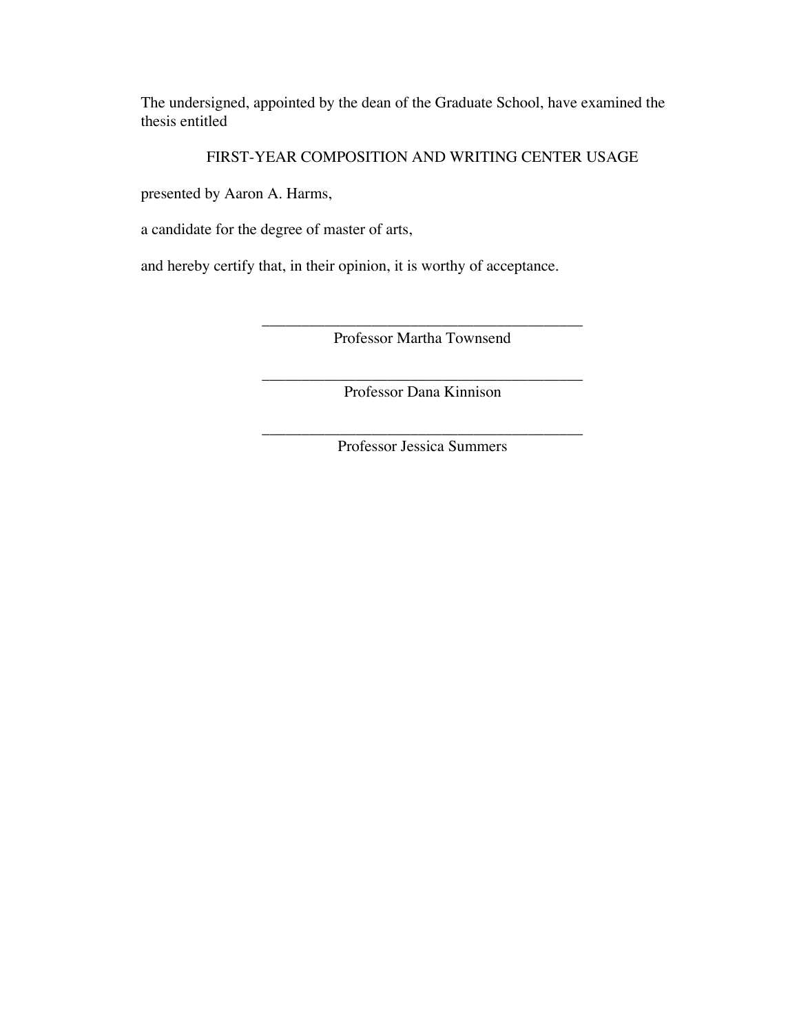The undersigned, appointed by the dean of the Graduate School, have examined the thesis entitled

FIRST-YEAR COMPOSITION AND WRITING CENTER USAGE

presented by Aaron A. Harms,

a candidate for the degree of master of arts,

and hereby certify that, in their opinion, it is worthy of acceptance.

\_\_\_\_\_\_\_\_\_\_\_\_\_\_\_\_\_\_\_\_\_\_\_\_\_\_\_\_\_\_\_\_\_\_\_\_\_\_\_\_\_\_
Professor Martha Townsend

\_\_\_\_\_\_\_\_\_\_\_\_\_\_\_\_\_\_\_\_\_\_\_\_\_\_\_\_\_\_\_\_\_\_\_\_\_\_\_\_\_\_
Professor Dana Kinnison

\_\_\_\_\_\_\_\_\_\_\_\_\_\_\_\_\_\_\_\_\_\_\_\_\_\_\_\_\_\_\_\_\_\_\_\_\_\_\_\_\_\_
Professor Jessica Summers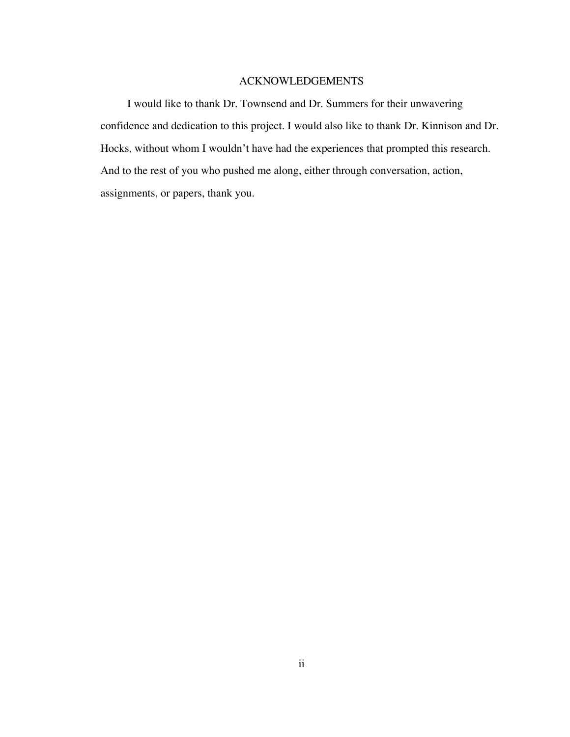# ACKNOWLEDGEMENTS

I would like to thank Dr. Townsend and Dr. Summers for their unwavering confidence and dedication to this project. I would also like to thank Dr. Kinnison and Dr. Hocks, without whom I wouldn't have had the experiences that prompted this research. And to the rest of you who pushed me along, either through conversation, action, assignments, or papers, thank you.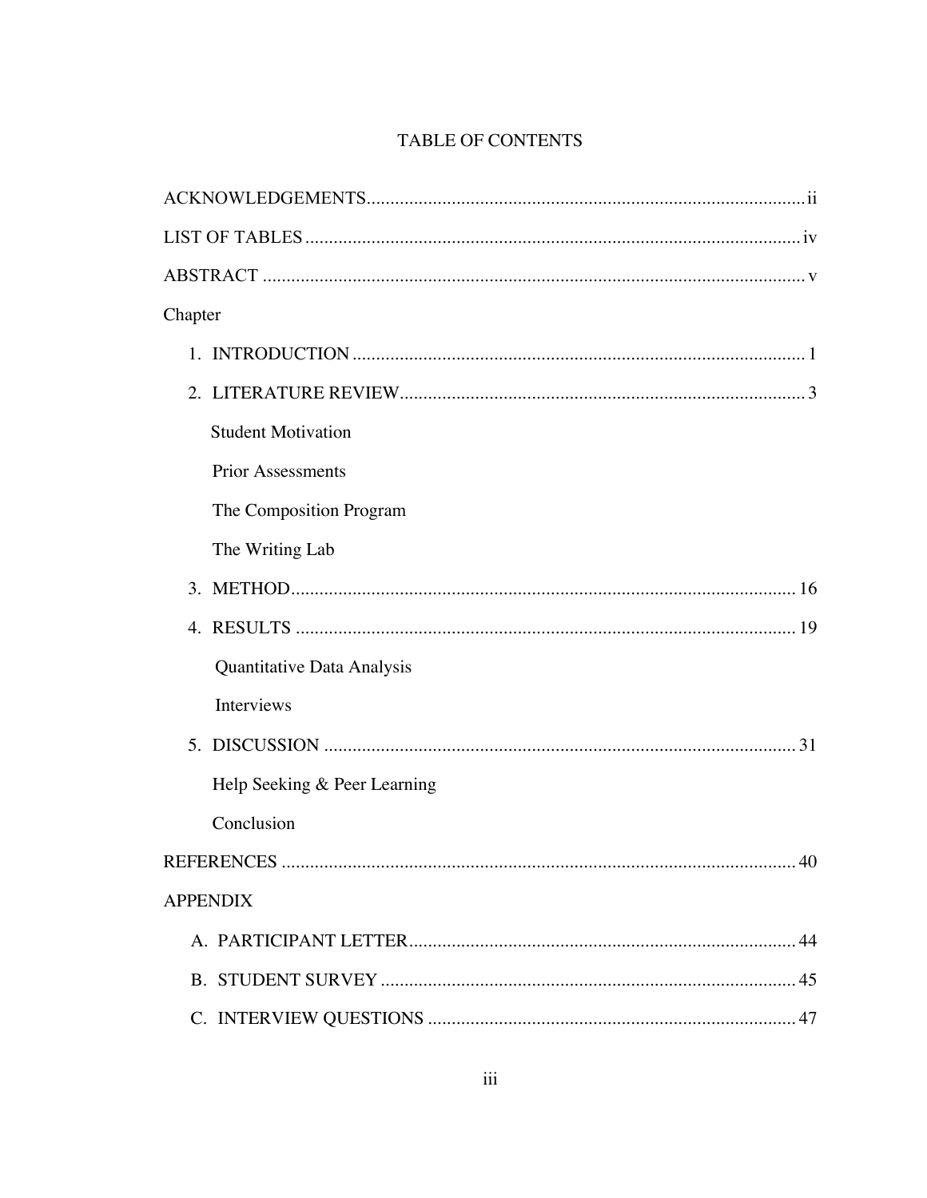# TABLE OF CONTENTS

ACKNOWLEDGEMENTS ... ii

LIST OF TABLES ... iv

ABSTRACT ... v

Chapter

1. INTRODUCTION ... 1
2. LITERATURE REVIEW ... 3
   - Student Motivation
   - Prior Assessments
   - The Composition Program
   - The Writing Lab
3. METHOD ... 16
4. RESULTS ... 19
   - Quantitative Data Analysis
   - Interviews
5. DISCUSSION ... 31
   - Help Seeking & Peer Learning
   - Conclusion

REFERENCES ... 40

APPENDIX

A. PARTICIPANT LETTER ... 44

B. STUDENT SURVEY ... 45

C. INTERVIEW QUESTIONS ... 47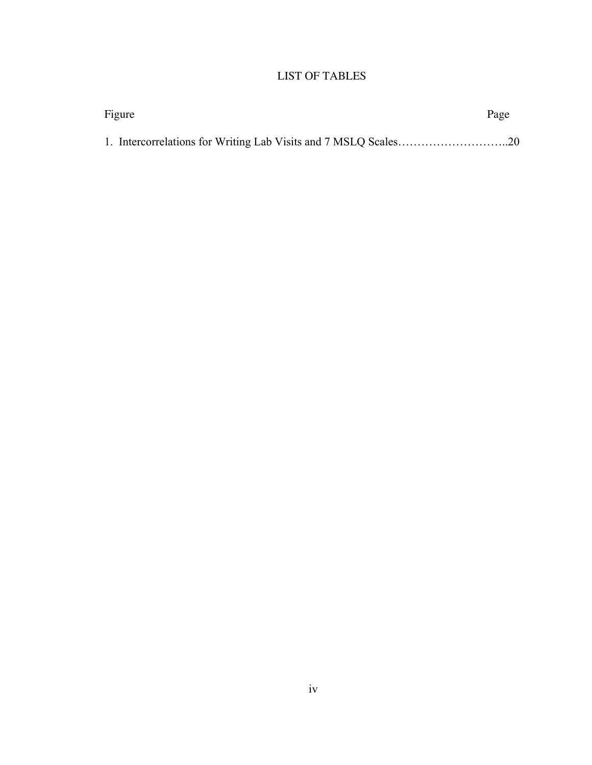# LIST OF TABLES

Figure Page

1. Intercorrelations for Writing Lab Visits and 7 MSLQ Scales………………………..20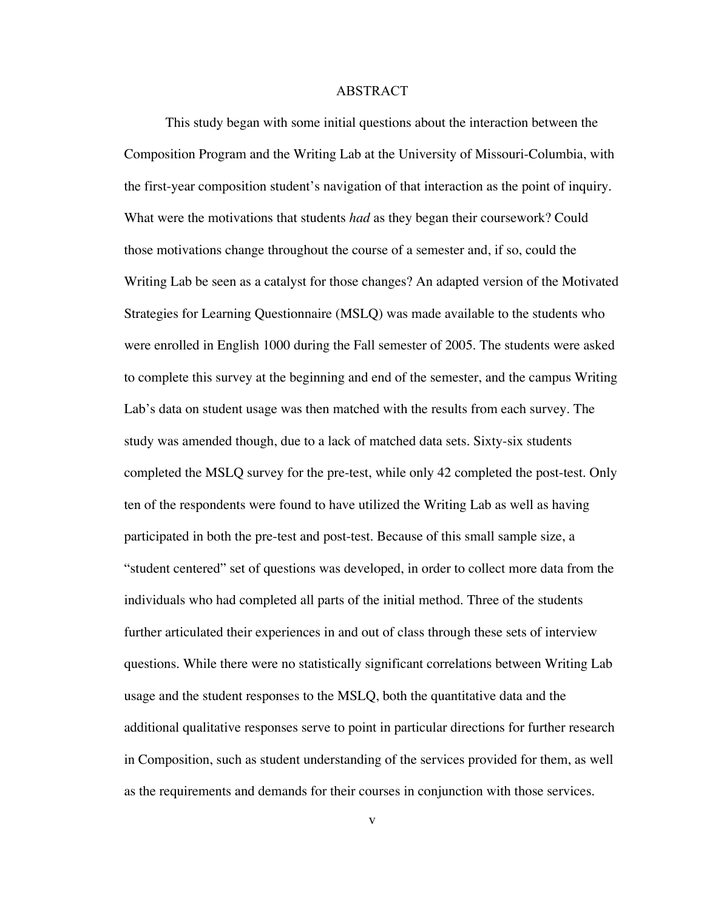# ABSTRACT

This study began with some initial questions about the interaction between the Composition Program and the Writing Lab at the University of Missouri-Columbia, with the first-year composition student's navigation of that interaction as the point of inquiry. What were the motivations that students *had* as they began their coursework? Could those motivations change throughout the course of a semester and, if so, could the Writing Lab be seen as a catalyst for those changes? An adapted version of the Motivated Strategies for Learning Questionnaire (MSLQ) was made available to the students who were enrolled in English 1000 during the Fall semester of 2005. The students were asked to complete this survey at the beginning and end of the semester, and the campus Writing Lab's data on student usage was then matched with the results from each survey. The study was amended though, due to a lack of matched data sets. Sixty-six students completed the MSLQ survey for the pre-test, while only 42 completed the post-test. Only ten of the respondents were found to have utilized the Writing Lab as well as having participated in both the pre-test and post-test. Because of this small sample size, a "student centered" set of questions was developed, in order to collect more data from the individuals who had completed all parts of the initial method. Three of the students further articulated their experiences in and out of class through these sets of interview questions. While there were no statistically significant correlations between Writing Lab usage and the student responses to the MSLQ, both the quantitative data and the additional qualitative responses serve to point in particular directions for further research in Composition, such as student understanding of the services provided for them, as well as the requirements and demands for their courses in conjunction with those services.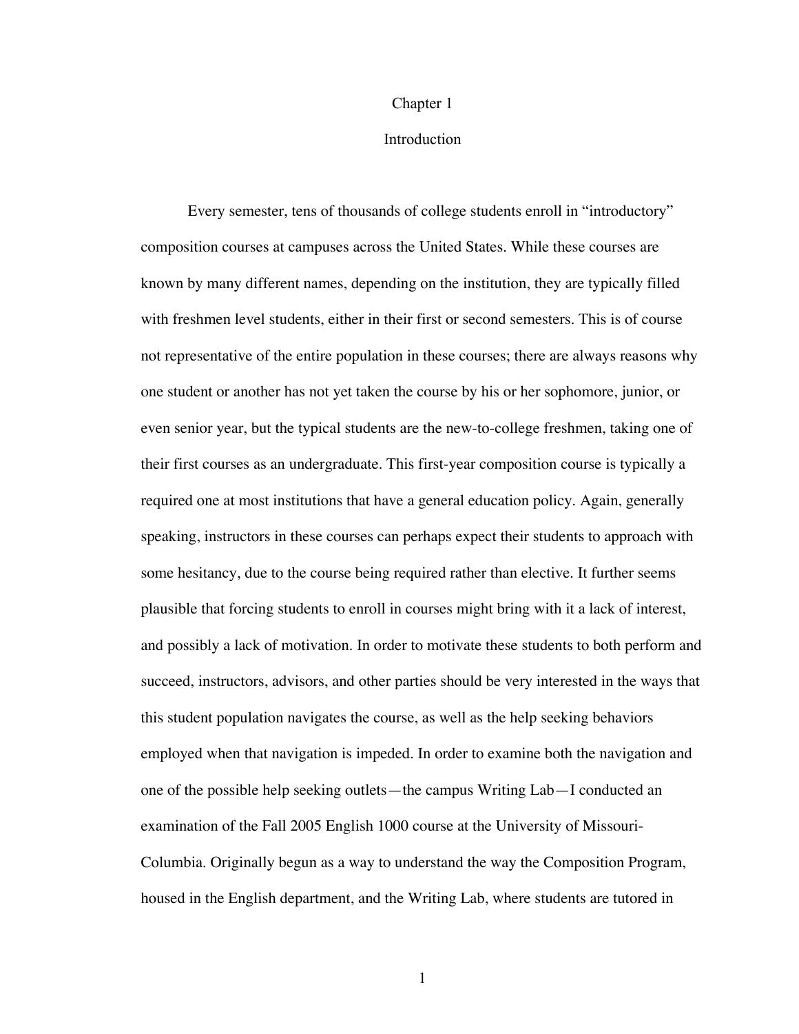# Chapter 1

## Introduction

Every semester, tens of thousands of college students enroll in "introductory" composition courses at campuses across the United States. While these courses are known by many different names, depending on the institution, they are typically filled with freshmen level students, either in their first or second semesters. This is of course not representative of the entire population in these courses; there are always reasons why one student or another has not yet taken the course by his or her sophomore, junior, or even senior year, but the typical students are the new-to-college freshmen, taking one of their first courses as an undergraduate. This first-year composition course is typically a required one at most institutions that have a general education policy. Again, generally speaking, instructors in these courses can perhaps expect their students to approach with some hesitancy, due to the course being required rather than elective. It further seems plausible that forcing students to enroll in courses might bring with it a lack of interest, and possibly a lack of motivation. In order to motivate these students to both perform and succeed, instructors, advisors, and other parties should be very interested in the ways that this student population navigates the course, as well as the help seeking behaviors employed when that navigation is impeded. In order to examine both the navigation and one of the possible help seeking outlets—the campus Writing Lab—I conducted an examination of the Fall 2005 English 1000 course at the University of Missouri-Columbia. Originally begun as a way to understand the way the Composition Program, housed in the English department, and the Writing Lab, where students are tutored in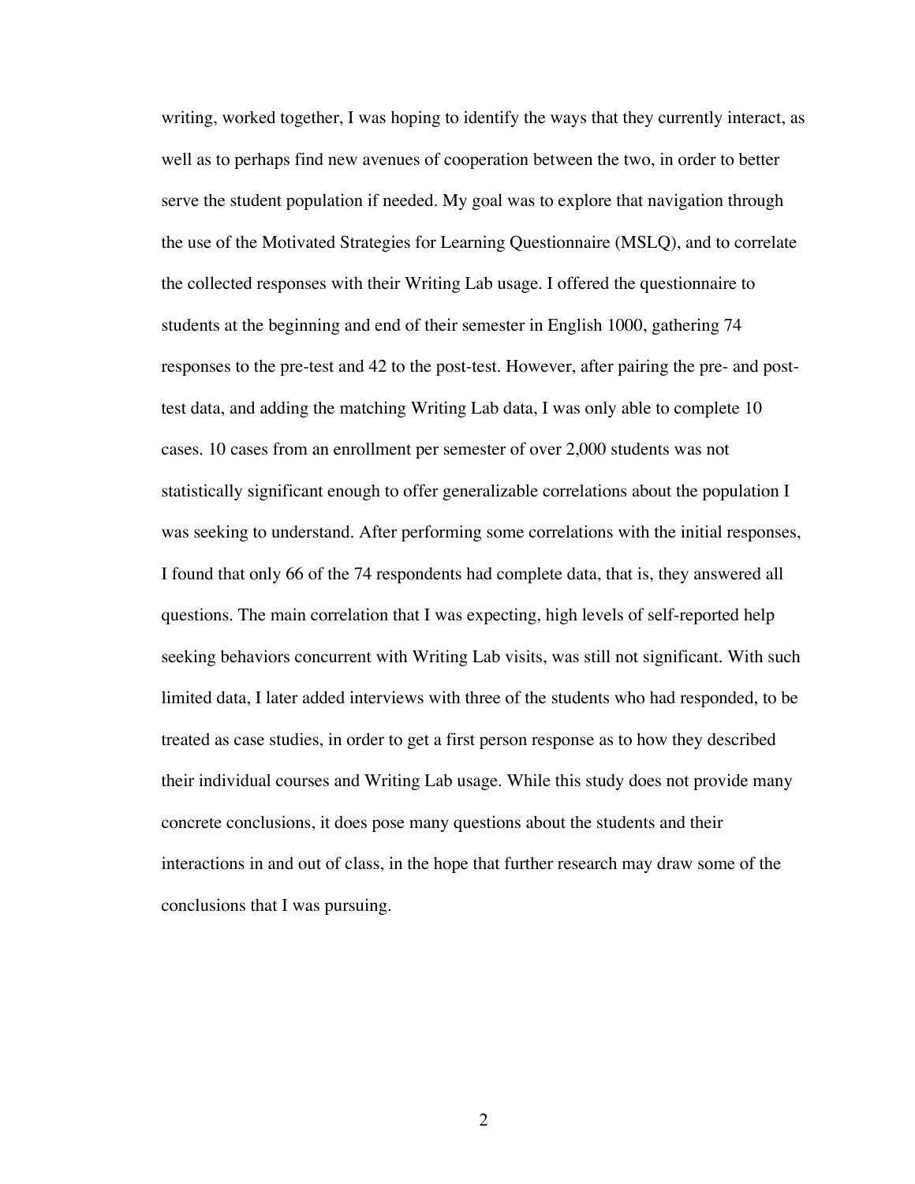writing, worked together, I was hoping to identify the ways that they currently interact, as well as to perhaps find new avenues of cooperation between the two, in order to better serve the student population if needed. My goal was to explore that navigation through the use of the Motivated Strategies for Learning Questionnaire (MSLQ), and to correlate the collected responses with their Writing Lab usage. I offered the questionnaire to students at the beginning and end of their semester in English 1000, gathering 74 responses to the pre-test and 42 to the post-test. However, after pairing the pre- and post-test data, and adding the matching Writing Lab data, I was only able to complete 10 cases. 10 cases from an enrollment per semester of over 2,000 students was not statistically significant enough to offer generalizable correlations about the population I was seeking to understand. After performing some correlations with the initial responses, I found that only 66 of the 74 respondents had complete data, that is, they answered all questions. The main correlation that I was expecting, high levels of self-reported help seeking behaviors concurrent with Writing Lab visits, was still not significant. With such limited data, I later added interviews with three of the students who had responded, to be treated as case studies, in order to get a first person response as to how they described their individual courses and Writing Lab usage. While this study does not provide many concrete conclusions, it does pose many questions about the students and their interactions in and out of class, in the hope that further research may draw some of the conclusions that I was pursuing.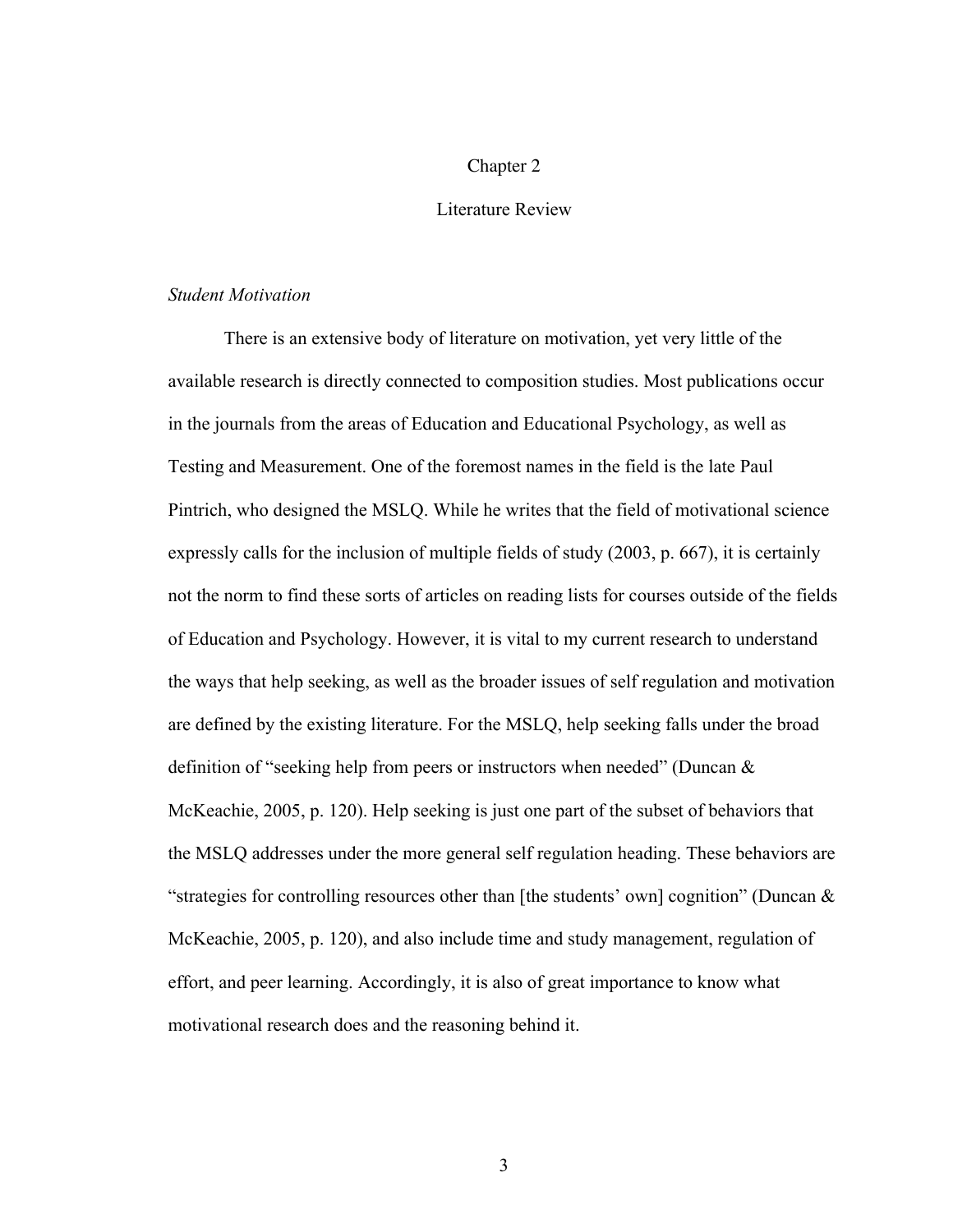# Chapter 2

# Literature Review

### *Student Motivation*

There is an extensive body of literature on motivation, yet very little of the available research is directly connected to composition studies. Most publications occur in the journals from the areas of Education and Educational Psychology, as well as Testing and Measurement. One of the foremost names in the field is the late Paul Pintrich, who designed the MSLQ. While he writes that the field of motivational science expressly calls for the inclusion of multiple fields of study (2003, p. 667), it is certainly not the norm to find these sorts of articles on reading lists for courses outside of the fields of Education and Psychology. However, it is vital to my current research to understand the ways that help seeking, as well as the broader issues of self regulation and motivation are defined by the existing literature. For the MSLQ, help seeking falls under the broad definition of "seeking help from peers or instructors when needed" (Duncan & McKeachie, 2005, p. 120). Help seeking is just one part of the subset of behaviors that the MSLQ addresses under the more general self regulation heading. These behaviors are "strategies for controlling resources other than [the students' own] cognition" (Duncan & McKeachie, 2005, p. 120), and also include time and study management, regulation of effort, and peer learning. Accordingly, it is also of great importance to know what motivational research does and the reasoning behind it.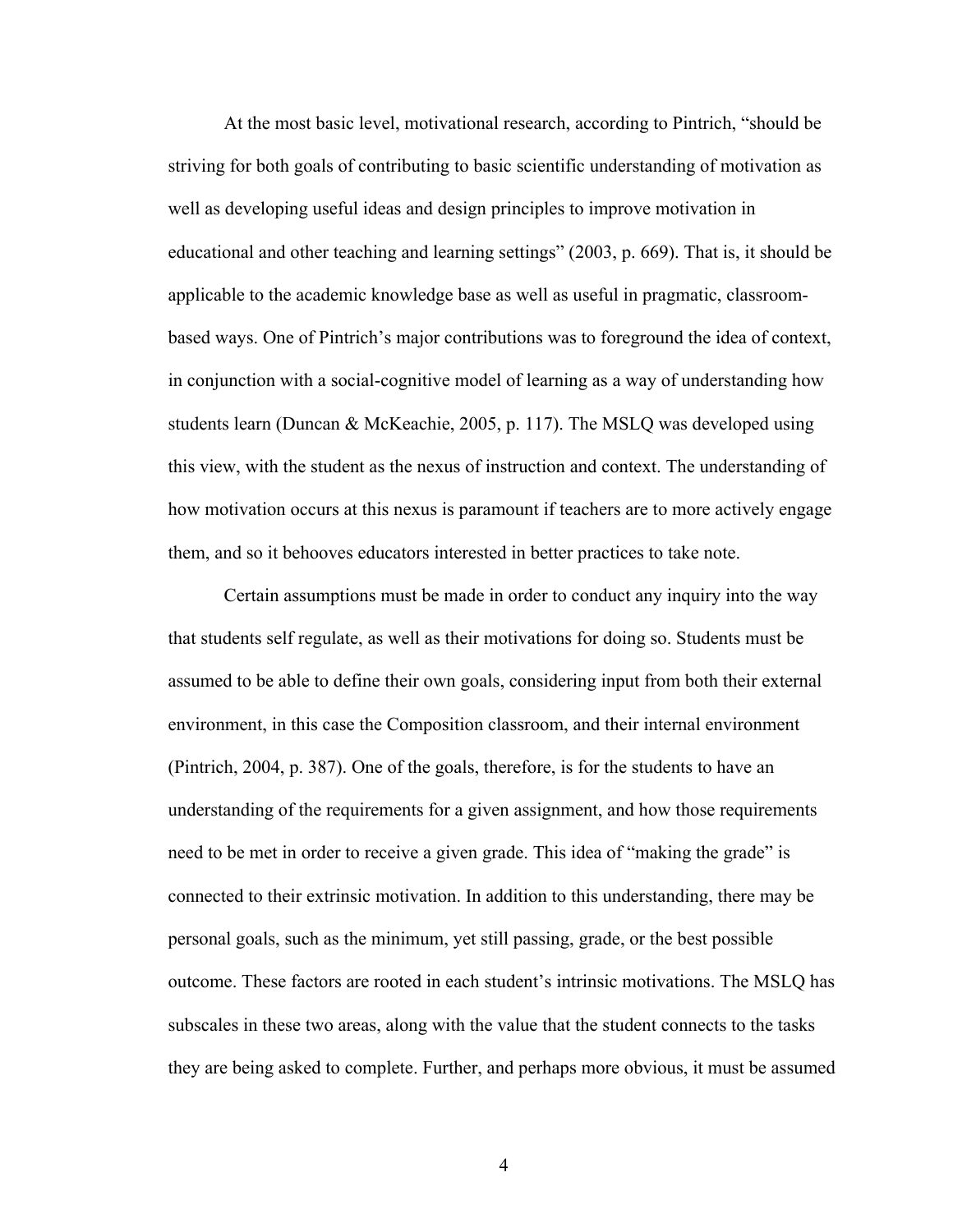At the most basic level, motivational research, according to Pintrich, "should be striving for both goals of contributing to basic scientific understanding of motivation as well as developing useful ideas and design principles to improve motivation in educational and other teaching and learning settings" (2003, p. 669). That is, it should be applicable to the academic knowledge base as well as useful in pragmatic, classroom-based ways. One of Pintrich's major contributions was to foreground the idea of context, in conjunction with a social-cognitive model of learning as a way of understanding how students learn (Duncan & McKeachie, 2005, p. 117). The MSLQ was developed using this view, with the student as the nexus of instruction and context. The understanding of how motivation occurs at this nexus is paramount if teachers are to more actively engage them, and so it behooves educators interested in better practices to take note.

Certain assumptions must be made in order to conduct any inquiry into the way that students self regulate, as well as their motivations for doing so. Students must be assumed to be able to define their own goals, considering input from both their external environment, in this case the Composition classroom, and their internal environment (Pintrich, 2004, p. 387). One of the goals, therefore, is for the students to have an understanding of the requirements for a given assignment, and how those requirements need to be met in order to receive a given grade. This idea of "making the grade" is connected to their extrinsic motivation. In addition to this understanding, there may be personal goals, such as the minimum, yet still passing, grade, or the best possible outcome. These factors are rooted in each student's intrinsic motivations. The MSLQ has subscales in these two areas, along with the value that the student connects to the tasks they are being asked to complete. Further, and perhaps more obvious, it must be assumed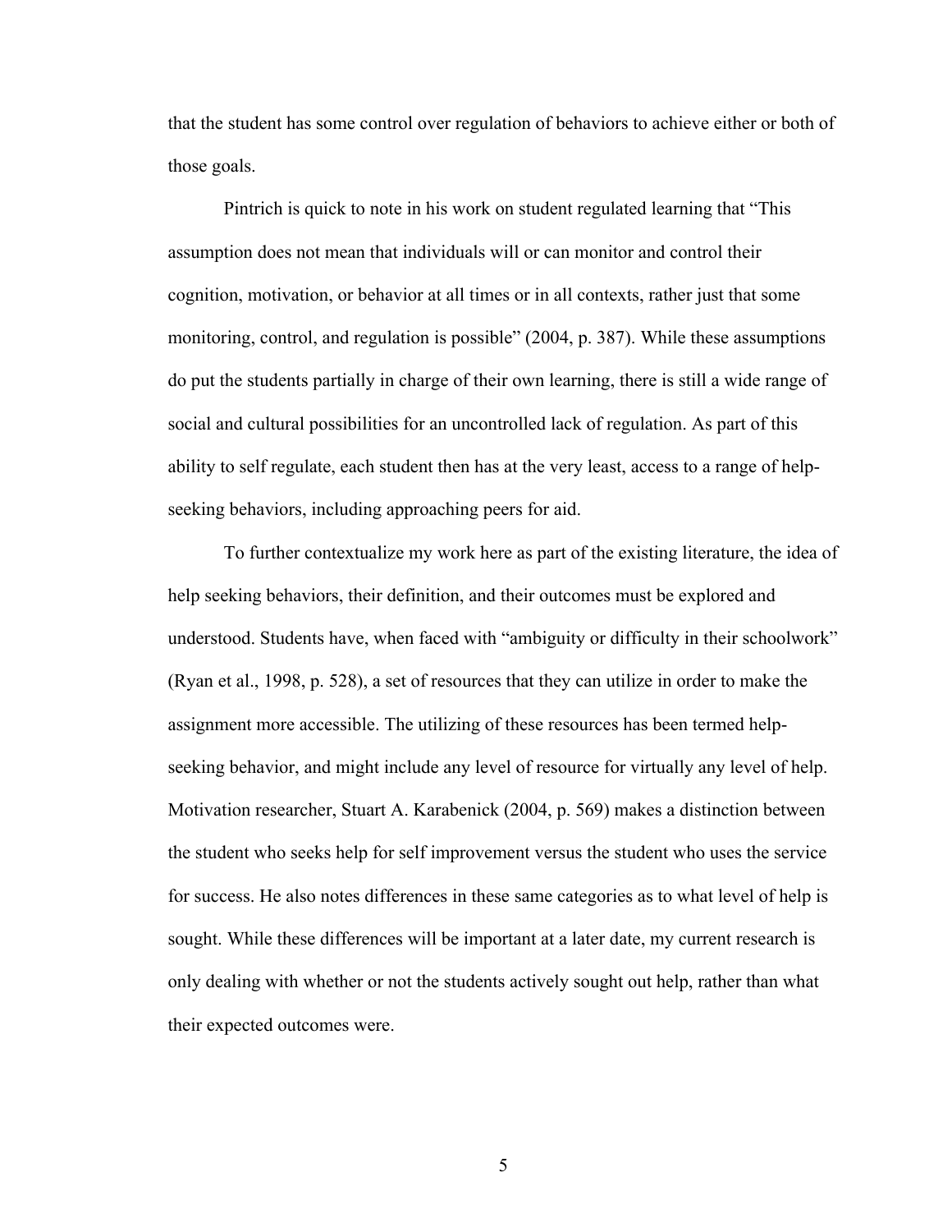that the student has some control over regulation of behaviors to achieve either or both of those goals.

Pintrich is quick to note in his work on student regulated learning that “This assumption does not mean that individuals will or can monitor and control their cognition, motivation, or behavior at all times or in all contexts, rather just that some monitoring, control, and regulation is possible” (2004, p. 387). While these assumptions do put the students partially in charge of their own learning, there is still a wide range of social and cultural possibilities for an uncontrolled lack of regulation. As part of this ability to self regulate, each student then has at the very least, access to a range of help-seeking behaviors, including approaching peers for aid.

To further contextualize my work here as part of the existing literature, the idea of help seeking behaviors, their definition, and their outcomes must be explored and understood. Students have, when faced with “ambiguity or difficulty in their schoolwork” (Ryan et al., 1998, p. 528), a set of resources that they can utilize in order to make the assignment more accessible. The utilizing of these resources has been termed help-seeking behavior, and might include any level of resource for virtually any level of help. Motivation researcher, Stuart A. Karabenick (2004, p. 569) makes a distinction between the student who seeks help for self improvement versus the student who uses the service for success. He also notes differences in these same categories as to what level of help is sought. While these differences will be important at a later date, my current research is only dealing with whether or not the students actively sought out help, rather than what their expected outcomes were.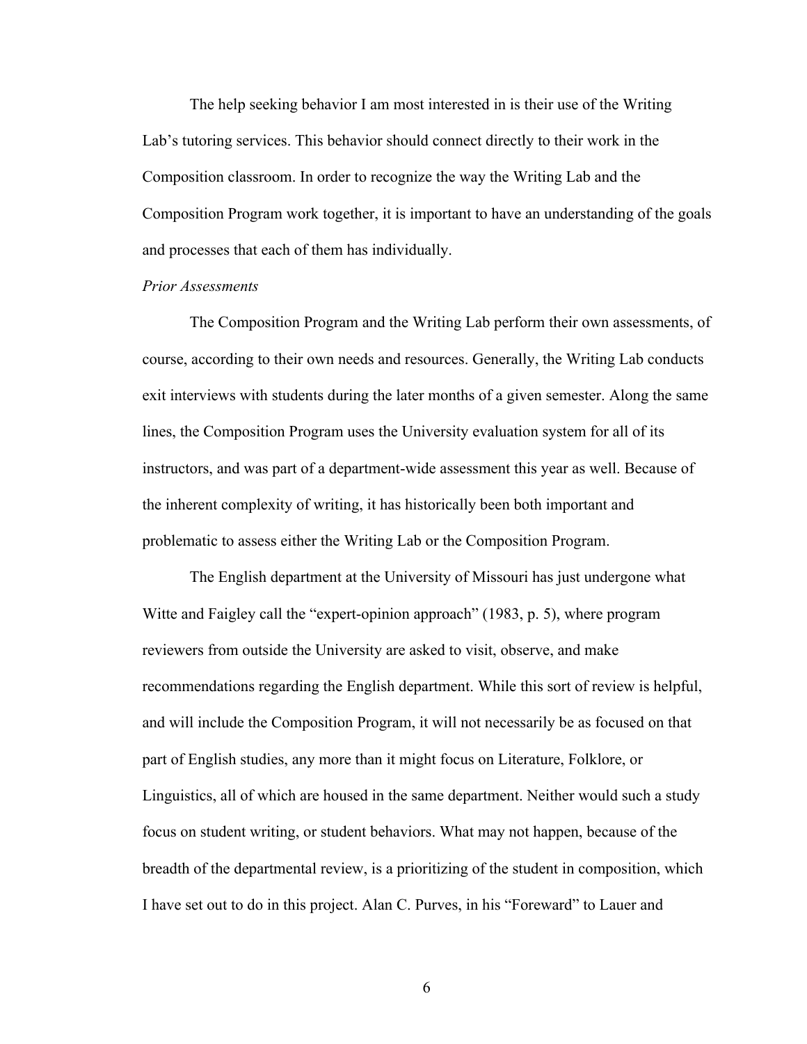The help seeking behavior I am most interested in is their use of the Writing Lab's tutoring services. This behavior should connect directly to their work in the Composition classroom. In order to recognize the way the Writing Lab and the Composition Program work together, it is important to have an understanding of the goals and processes that each of them has individually.

*Prior Assessments*

The Composition Program and the Writing Lab perform their own assessments, of course, according to their own needs and resources. Generally, the Writing Lab conducts exit interviews with students during the later months of a given semester. Along the same lines, the Composition Program uses the University evaluation system for all of its instructors, and was part of a department-wide assessment this year as well. Because of the inherent complexity of writing, it has historically been both important and problematic to assess either the Writing Lab or the Composition Program.

The English department at the University of Missouri has just undergone what Witte and Faigley call the "expert-opinion approach" (1983, p. 5), where program reviewers from outside the University are asked to visit, observe, and make recommendations regarding the English department. While this sort of review is helpful, and will include the Composition Program, it will not necessarily be as focused on that part of English studies, any more than it might focus on Literature, Folklore, or Linguistics, all of which are housed in the same department. Neither would such a study focus on student writing, or student behaviors. What may not happen, because of the breadth of the departmental review, is a prioritizing of the student in composition, which I have set out to do in this project. Alan C. Purves, in his "Foreward" to Lauer and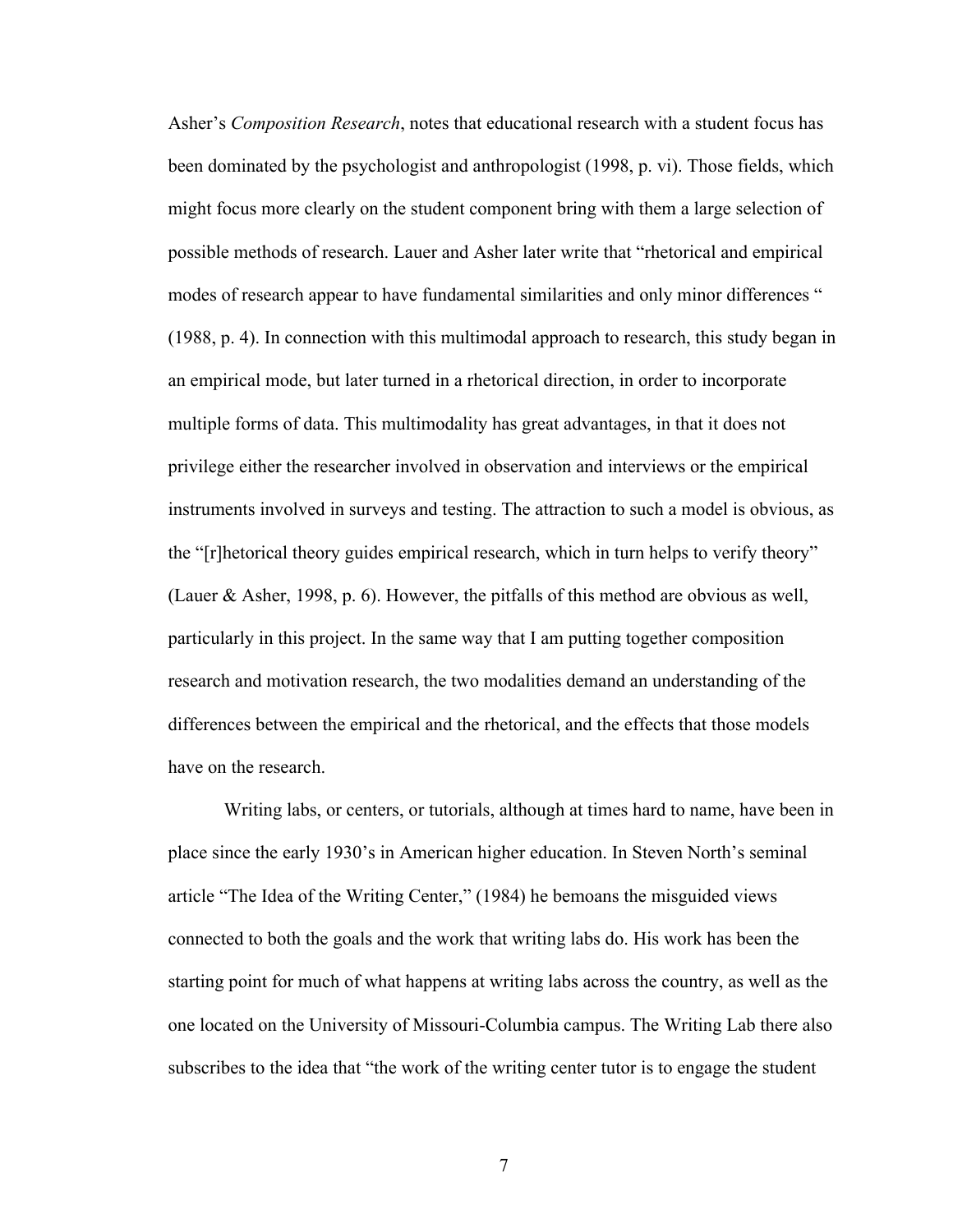Asher's *Composition Research*, notes that educational research with a student focus has been dominated by the psychologist and anthropologist (1998, p. vi). Those fields, which might focus more clearly on the student component bring with them a large selection of possible methods of research. Lauer and Asher later write that "rhetorical and empirical modes of research appear to have fundamental similarities and only minor differences " (1988, p. 4). In connection with this multimodal approach to research, this study began in an empirical mode, but later turned in a rhetorical direction, in order to incorporate multiple forms of data. This multimodality has great advantages, in that it does not privilege either the researcher involved in observation and interviews or the empirical instruments involved in surveys and testing. The attraction to such a model is obvious, as the "[r]hetorical theory guides empirical research, which in turn helps to verify theory" (Lauer & Asher, 1998, p. 6). However, the pitfalls of this method are obvious as well, particularly in this project. In the same way that I am putting together composition research and motivation research, the two modalities demand an understanding of the differences between the empirical and the rhetorical, and the effects that those models have on the research.

Writing labs, or centers, or tutorials, although at times hard to name, have been in place since the early 1930's in American higher education. In Steven North's seminal article "The Idea of the Writing Center," (1984) he bemoans the misguided views connected to both the goals and the work that writing labs do. His work has been the starting point for much of what happens at writing labs across the country, as well as the one located on the University of Missouri-Columbia campus. The Writing Lab there also subscribes to the idea that "the work of the writing center tutor is to engage the student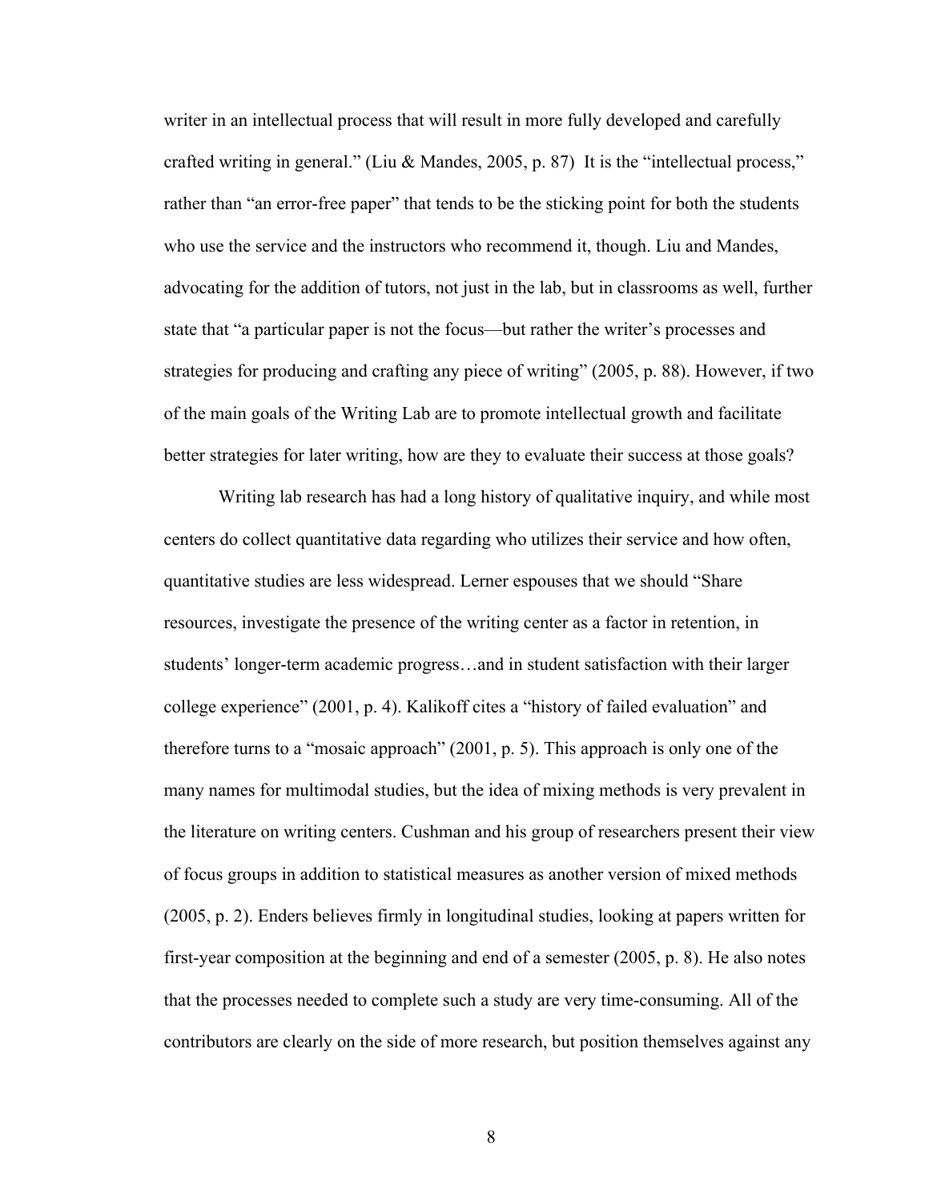writer in an intellectual process that will result in more fully developed and carefully crafted writing in general." (Liu & Mandes, 2005, p. 87) It is the "intellectual process," rather than "an error-free paper" that tends to be the sticking point for both the students who use the service and the instructors who recommend it, though. Liu and Mandes, advocating for the addition of tutors, not just in the lab, but in classrooms as well, further state that "a particular paper is not the focus—but rather the writer's processes and strategies for producing and crafting any piece of writing" (2005, p. 88). However, if two of the main goals of the Writing Lab are to promote intellectual growth and facilitate better strategies for later writing, how are they to evaluate their success at those goals?

Writing lab research has had a long history of qualitative inquiry, and while most centers do collect quantitative data regarding who utilizes their service and how often, quantitative studies are less widespread. Lerner espouses that we should "Share resources, investigate the presence of the writing center as a factor in retention, in students' longer-term academic progress…and in student satisfaction with their larger college experience" (2001, p. 4). Kalikoff cites a "history of failed evaluation" and therefore turns to a "mosaic approach" (2001, p. 5). This approach is only one of the many names for multimodal studies, but the idea of mixing methods is very prevalent in the literature on writing centers. Cushman and his group of researchers present their view of focus groups in addition to statistical measures as another version of mixed methods (2005, p. 2). Enders believes firmly in longitudinal studies, looking at papers written for first-year composition at the beginning and end of a semester (2005, p. 8). He also notes that the processes needed to complete such a study are very time-consuming. All of the contributors are clearly on the side of more research, but position themselves against any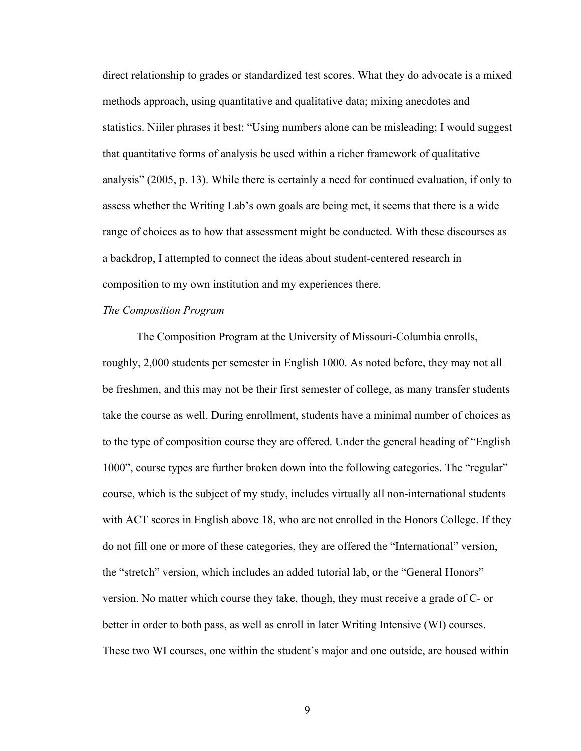direct relationship to grades or standardized test scores. What they do advocate is a mixed methods approach, using quantitative and qualitative data; mixing anecdotes and statistics. Niiler phrases it best: "Using numbers alone can be misleading; I would suggest that quantitative forms of analysis be used within a richer framework of qualitative analysis" (2005, p. 13). While there is certainly a need for continued evaluation, if only to assess whether the Writing Lab's own goals are being met, it seems that there is a wide range of choices as to how that assessment might be conducted. With these discourses as a backdrop, I attempted to connect the ideas about student-centered research in composition to my own institution and my experiences there.

*The Composition Program*

The Composition Program at the University of Missouri-Columbia enrolls, roughly, 2,000 students per semester in English 1000. As noted before, they may not all be freshmen, and this may not be their first semester of college, as many transfer students take the course as well. During enrollment, students have a minimal number of choices as to the type of composition course they are offered. Under the general heading of "English 1000", course types are further broken down into the following categories. The "regular" course, which is the subject of my study, includes virtually all non-international students with ACT scores in English above 18, who are not enrolled in the Honors College. If they do not fill one or more of these categories, they are offered the "International" version, the "stretch" version, which includes an added tutorial lab, or the "General Honors" version. No matter which course they take, though, they must receive a grade of C- or better in order to both pass, as well as enroll in later Writing Intensive (WI) courses. These two WI courses, one within the student's major and one outside, are housed within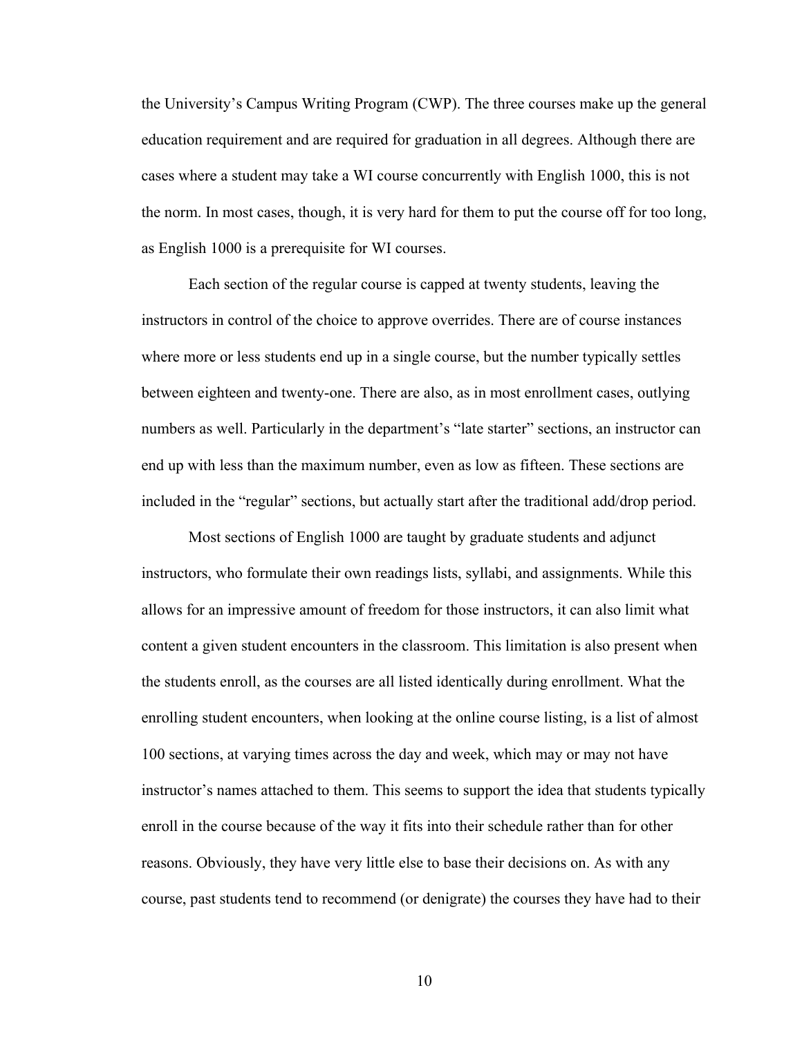the University's Campus Writing Program (CWP). The three courses make up the general education requirement and are required for graduation in all degrees. Although there are cases where a student may take a WI course concurrently with English 1000, this is not the norm. In most cases, though, it is very hard for them to put the course off for too long, as English 1000 is a prerequisite for WI courses.

Each section of the regular course is capped at twenty students, leaving the instructors in control of the choice to approve overrides. There are of course instances where more or less students end up in a single course, but the number typically settles between eighteen and twenty-one. There are also, as in most enrollment cases, outlying numbers as well. Particularly in the department's "late starter" sections, an instructor can end up with less than the maximum number, even as low as fifteen. These sections are included in the "regular" sections, but actually start after the traditional add/drop period.

Most sections of English 1000 are taught by graduate students and adjunct instructors, who formulate their own readings lists, syllabi, and assignments. While this allows for an impressive amount of freedom for those instructors, it can also limit what content a given student encounters in the classroom. This limitation is also present when the students enroll, as the courses are all listed identically during enrollment. What the enrolling student encounters, when looking at the online course listing, is a list of almost 100 sections, at varying times across the day and week, which may or may not have instructor's names attached to them. This seems to support the idea that students typically enroll in the course because of the way it fits into their schedule rather than for other reasons. Obviously, they have very little else to base their decisions on. As with any course, past students tend to recommend (or denigrate) the courses they have had to their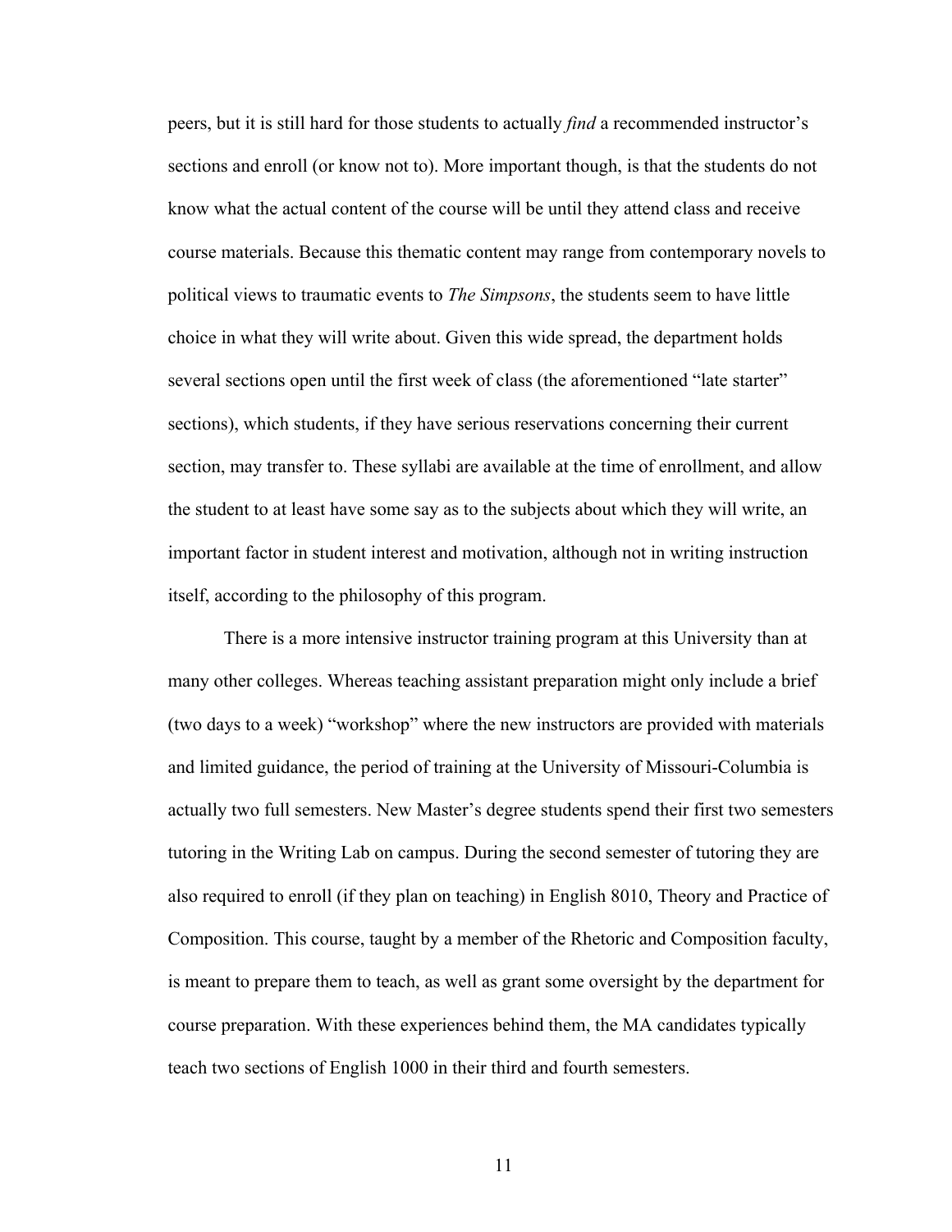peers, but it is still hard for those students to actually *find* a recommended instructor's sections and enroll (or know not to). More important though, is that the students do not know what the actual content of the course will be until they attend class and receive course materials. Because this thematic content may range from contemporary novels to political views to traumatic events to *The Simpsons*, the students seem to have little choice in what they will write about. Given this wide spread, the department holds several sections open until the first week of class (the aforementioned "late starter" sections), which students, if they have serious reservations concerning their current section, may transfer to. These syllabi are available at the time of enrollment, and allow the student to at least have some say as to the subjects about which they will write, an important factor in student interest and motivation, although not in writing instruction itself, according to the philosophy of this program.

There is a more intensive instructor training program at this University than at many other colleges. Whereas teaching assistant preparation might only include a brief (two days to a week) "workshop" where the new instructors are provided with materials and limited guidance, the period of training at the University of Missouri-Columbia is actually two full semesters. New Master's degree students spend their first two semesters tutoring in the Writing Lab on campus. During the second semester of tutoring they are also required to enroll (if they plan on teaching) in English 8010, Theory and Practice of Composition. This course, taught by a member of the Rhetoric and Composition faculty, is meant to prepare them to teach, as well as grant some oversight by the department for course preparation. With these experiences behind them, the MA candidates typically teach two sections of English 1000 in their third and fourth semesters.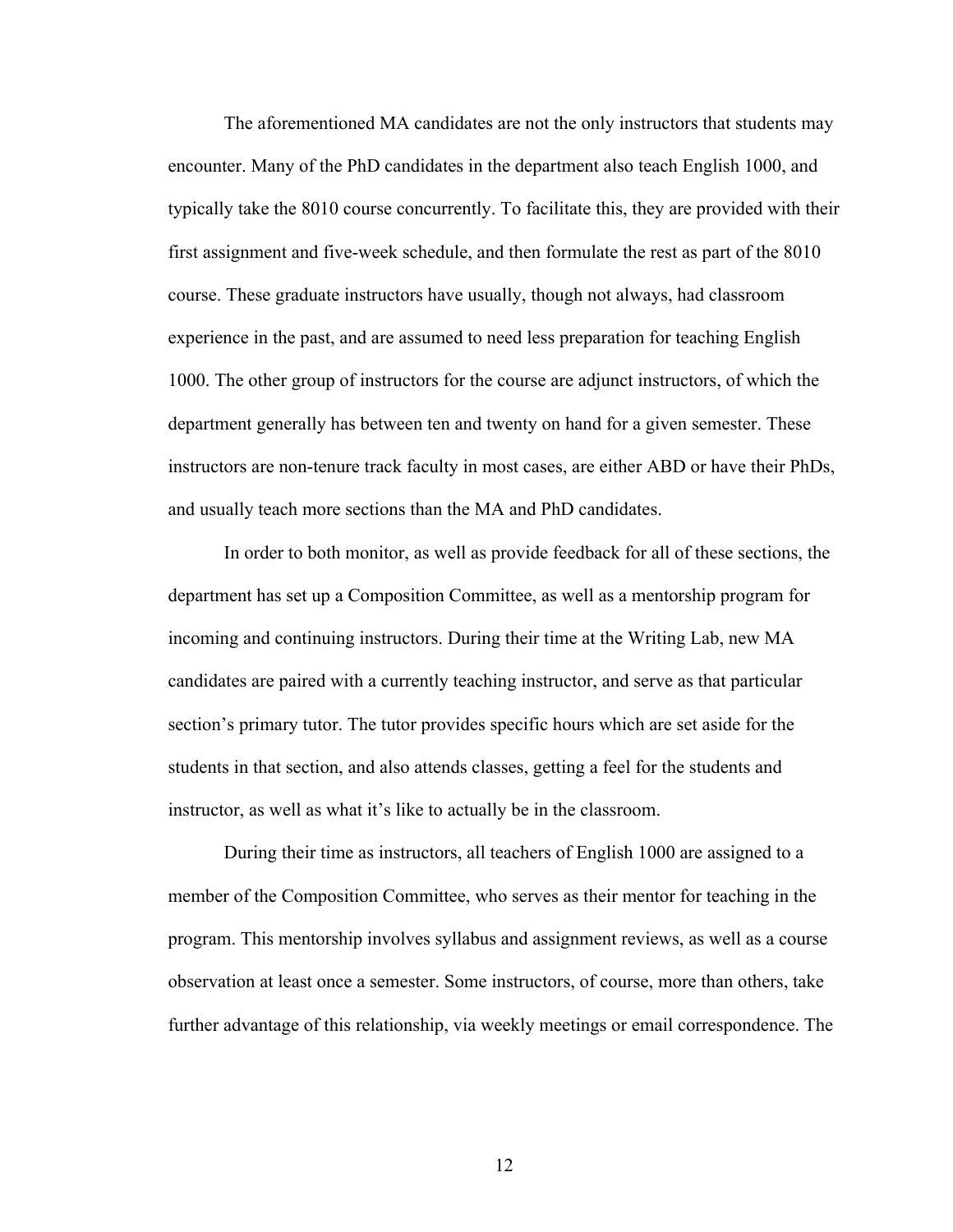The aforementioned MA candidates are not the only instructors that students may encounter. Many of the PhD candidates in the department also teach English 1000, and typically take the 8010 course concurrently. To facilitate this, they are provided with their first assignment and five-week schedule, and then formulate the rest as part of the 8010 course. These graduate instructors have usually, though not always, had classroom experience in the past, and are assumed to need less preparation for teaching English 1000. The other group of instructors for the course are adjunct instructors, of which the department generally has between ten and twenty on hand for a given semester. These instructors are non-tenure track faculty in most cases, are either ABD or have their PhDs, and usually teach more sections than the MA and PhD candidates.

In order to both monitor, as well as provide feedback for all of these sections, the department has set up a Composition Committee, as well as a mentorship program for incoming and continuing instructors. During their time at the Writing Lab, new MA candidates are paired with a currently teaching instructor, and serve as that particular section's primary tutor. The tutor provides specific hours which are set aside for the students in that section, and also attends classes, getting a feel for the students and instructor, as well as what it's like to actually be in the classroom.

During their time as instructors, all teachers of English 1000 are assigned to a member of the Composition Committee, who serves as their mentor for teaching in the program. This mentorship involves syllabus and assignment reviews, as well as a course observation at least once a semester. Some instructors, of course, more than others, take further advantage of this relationship, via weekly meetings or email correspondence. The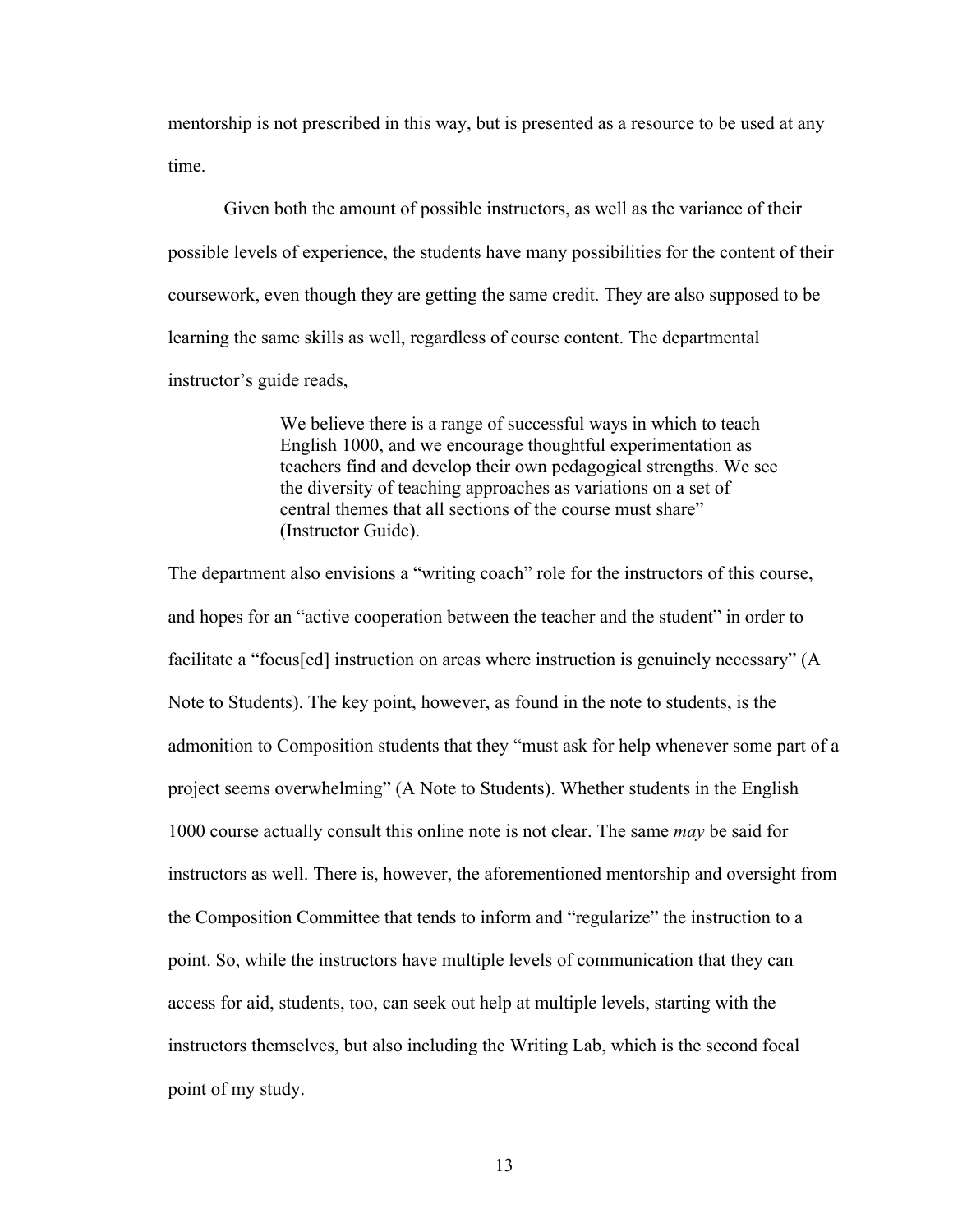mentorship is not prescribed in this way, but is presented as a resource to be used at any time.

Given both the amount of possible instructors, as well as the variance of their possible levels of experience, the students have many possibilities for the content of their coursework, even though they are getting the same credit. They are also supposed to be learning the same skills as well, regardless of course content. The departmental instructor's guide reads,

> We believe there is a range of successful ways in which to teach English 1000, and we encourage thoughtful experimentation as teachers find and develop their own pedagogical strengths. We see the diversity of teaching approaches as variations on a set of central themes that all sections of the course must share" (Instructor Guide).

The department also envisions a "writing coach" role for the instructors of this course, and hopes for an "active cooperation between the teacher and the student" in order to facilitate a "focus[ed] instruction on areas where instruction is genuinely necessary" (A Note to Students). The key point, however, as found in the note to students, is the admonition to Composition students that they "must ask for help whenever some part of a project seems overwhelming" (A Note to Students). Whether students in the English 1000 course actually consult this online note is not clear. The same *may* be said for instructors as well. There is, however, the aforementioned mentorship and oversight from the Composition Committee that tends to inform and "regularize" the instruction to a point. So, while the instructors have multiple levels of communication that they can access for aid, students, too, can seek out help at multiple levels, starting with the instructors themselves, but also including the Writing Lab, which is the second focal point of my study.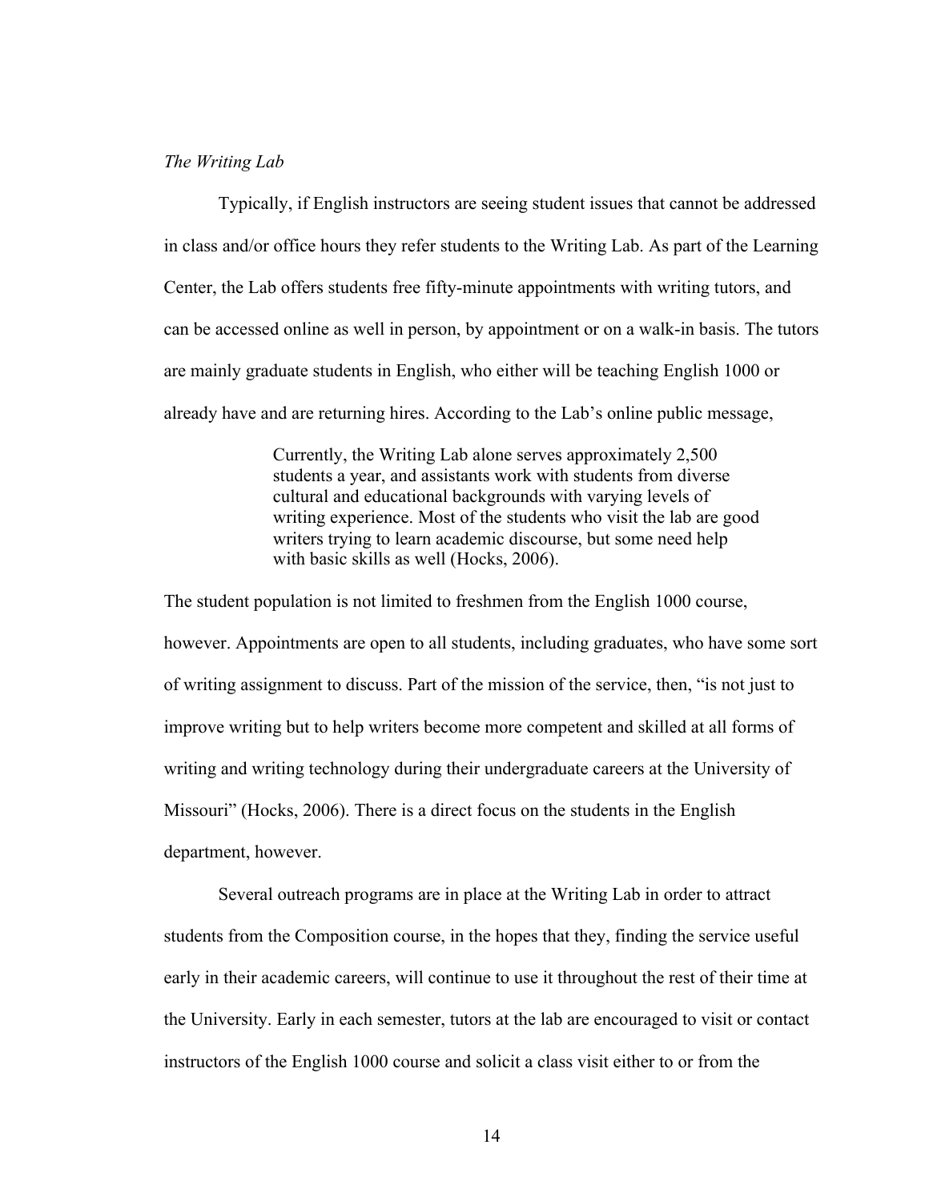*The Writing Lab*

Typically, if English instructors are seeing student issues that cannot be addressed in class and/or office hours they refer students to the Writing Lab. As part of the Learning Center, the Lab offers students free fifty-minute appointments with writing tutors, and can be accessed online as well in person, by appointment or on a walk-in basis. The tutors are mainly graduate students in English, who either will be teaching English 1000 or already have and are returning hires. According to the Lab's online public message,

> Currently, the Writing Lab alone serves approximately 2,500 students a year, and assistants work with students from diverse cultural and educational backgrounds with varying levels of writing experience. Most of the students who visit the lab are good writers trying to learn academic discourse, but some need help with basic skills as well (Hocks, 2006).

The student population is not limited to freshmen from the English 1000 course, however. Appointments are open to all students, including graduates, who have some sort of writing assignment to discuss. Part of the mission of the service, then, "is not just to improve writing but to help writers become more competent and skilled at all forms of writing and writing technology during their undergraduate careers at the University of Missouri" (Hocks, 2006). There is a direct focus on the students in the English department, however.

Several outreach programs are in place at the Writing Lab in order to attract students from the Composition course, in the hopes that they, finding the service useful early in their academic careers, will continue to use it throughout the rest of their time at the University. Early in each semester, tutors at the lab are encouraged to visit or contact instructors of the English 1000 course and solicit a class visit either to or from the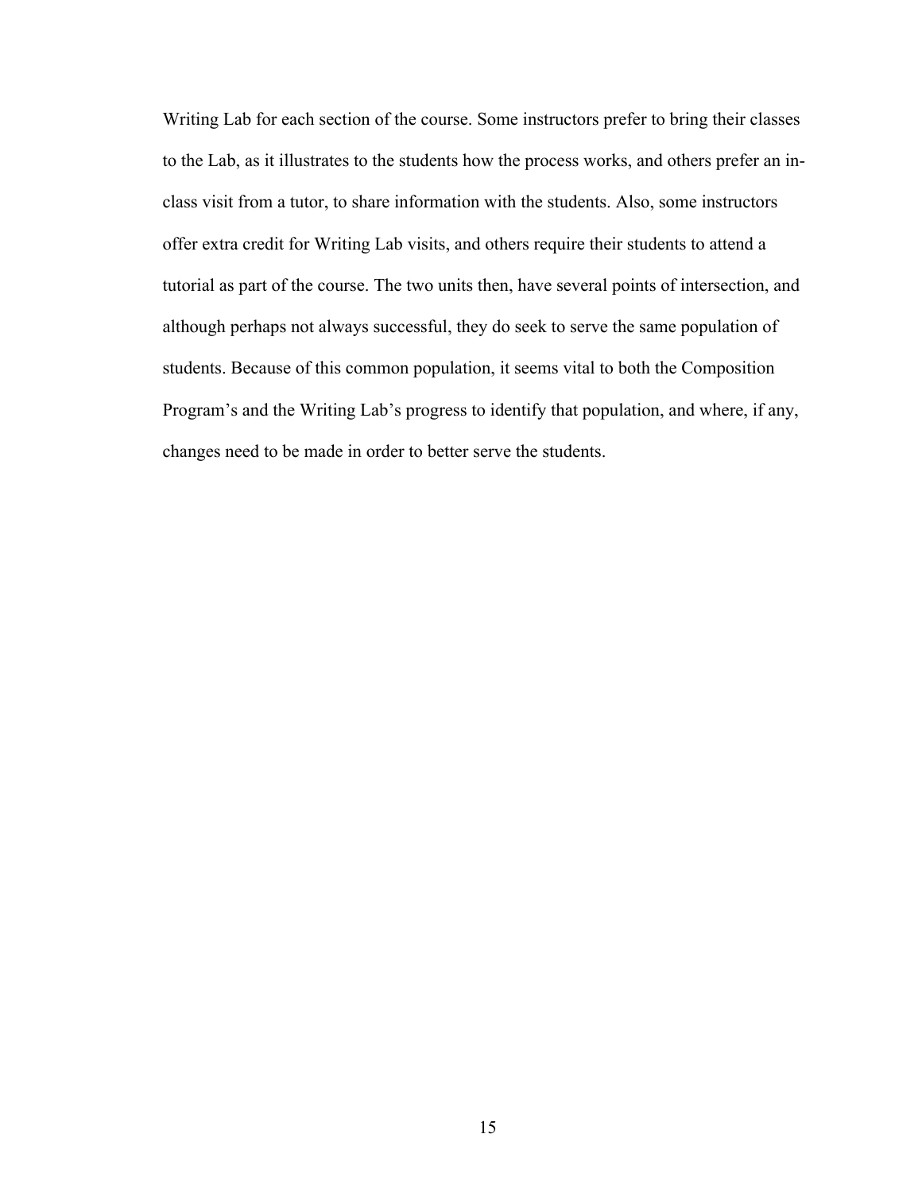Writing Lab for each section of the course. Some instructors prefer to bring their classes to the Lab, as it illustrates to the students how the process works, and others prefer an in-class visit from a tutor, to share information with the students. Also, some instructors offer extra credit for Writing Lab visits, and others require their students to attend a tutorial as part of the course. The two units then, have several points of intersection, and although perhaps not always successful, they do seek to serve the same population of students. Because of this common population, it seems vital to both the Composition Program's and the Writing Lab's progress to identify that population, and where, if any, changes need to be made in order to better serve the students.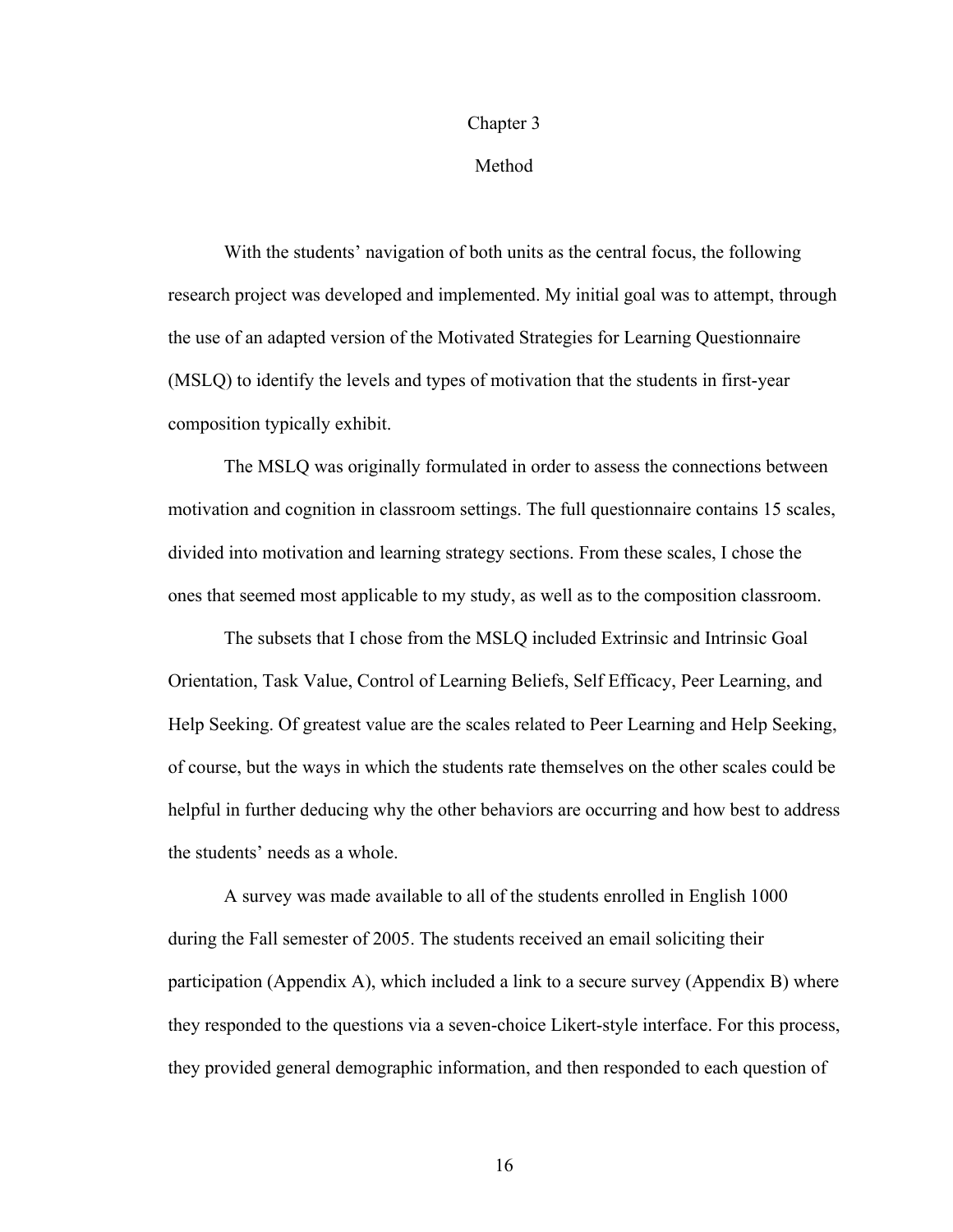# Chapter 3

## Method

With the students' navigation of both units as the central focus, the following research project was developed and implemented. My initial goal was to attempt, through the use of an adapted version of the Motivated Strategies for Learning Questionnaire (MSLQ) to identify the levels and types of motivation that the students in first-year composition typically exhibit.

The MSLQ was originally formulated in order to assess the connections between motivation and cognition in classroom settings. The full questionnaire contains 15 scales, divided into motivation and learning strategy sections. From these scales, I chose the ones that seemed most applicable to my study, as well as to the composition classroom.

The subsets that I chose from the MSLQ included Extrinsic and Intrinsic Goal Orientation, Task Value, Control of Learning Beliefs, Self Efficacy, Peer Learning, and Help Seeking. Of greatest value are the scales related to Peer Learning and Help Seeking, of course, but the ways in which the students rate themselves on the other scales could be helpful in further deducing why the other behaviors are occurring and how best to address the students' needs as a whole.

A survey was made available to all of the students enrolled in English 1000 during the Fall semester of 2005. The students received an email soliciting their participation (Appendix A), which included a link to a secure survey (Appendix B) where they responded to the questions via a seven-choice Likert-style interface. For this process, they provided general demographic information, and then responded to each question of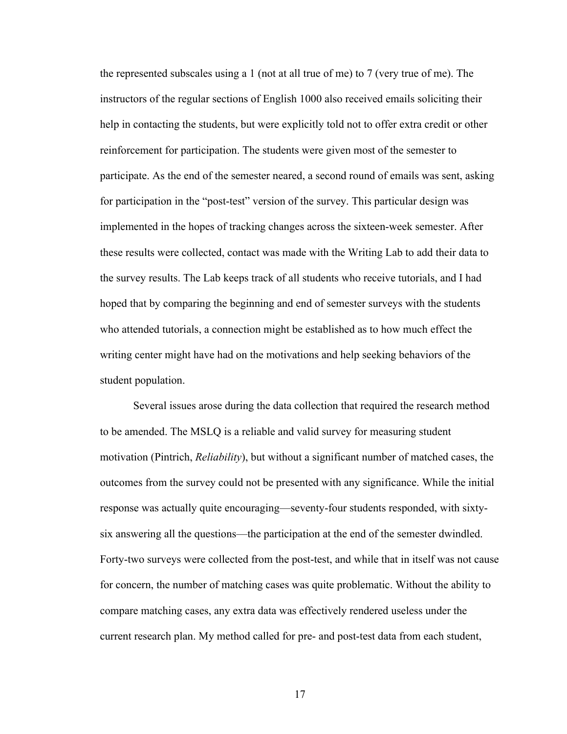the represented subscales using a 1 (not at all true of me) to 7 (very true of me). The instructors of the regular sections of English 1000 also received emails soliciting their help in contacting the students, but were explicitly told not to offer extra credit or other reinforcement for participation. The students were given most of the semester to participate. As the end of the semester neared, a second round of emails was sent, asking for participation in the "post-test" version of the survey. This particular design was implemented in the hopes of tracking changes across the sixteen-week semester. After these results were collected, contact was made with the Writing Lab to add their data to the survey results. The Lab keeps track of all students who receive tutorials, and I had hoped that by comparing the beginning and end of semester surveys with the students who attended tutorials, a connection might be established as to how much effect the writing center might have had on the motivations and help seeking behaviors of the student population.

Several issues arose during the data collection that required the research method to be amended. The MSLQ is a reliable and valid survey for measuring student motivation (Pintrich, *Reliability*), but without a significant number of matched cases, the outcomes from the survey could not be presented with any significance. While the initial response was actually quite encouraging—seventy-four students responded, with sixty-six answering all the questions—the participation at the end of the semester dwindled. Forty-two surveys were collected from the post-test, and while that in itself was not cause for concern, the number of matching cases was quite problematic. Without the ability to compare matching cases, any extra data was effectively rendered useless under the current research plan. My method called for pre- and post-test data from each student,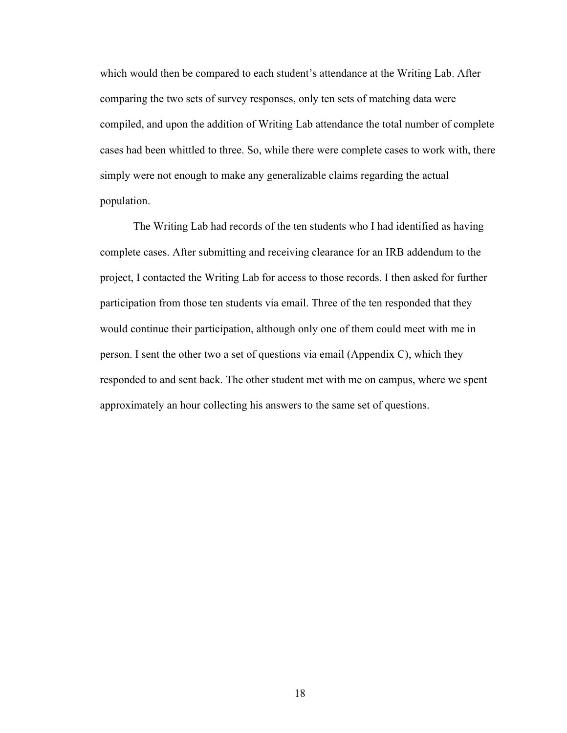which would then be compared to each student's attendance at the Writing Lab. After comparing the two sets of survey responses, only ten sets of matching data were compiled, and upon the addition of Writing Lab attendance the total number of complete cases had been whittled to three. So, while there were complete cases to work with, there simply were not enough to make any generalizable claims regarding the actual population.

The Writing Lab had records of the ten students who I had identified as having complete cases. After submitting and receiving clearance for an IRB addendum to the project, I contacted the Writing Lab for access to those records. I then asked for further participation from those ten students via email. Three of the ten responded that they would continue their participation, although only one of them could meet with me in person. I sent the other two a set of questions via email (Appendix C), which they responded to and sent back. The other student met with me on campus, where we spent approximately an hour collecting his answers to the same set of questions.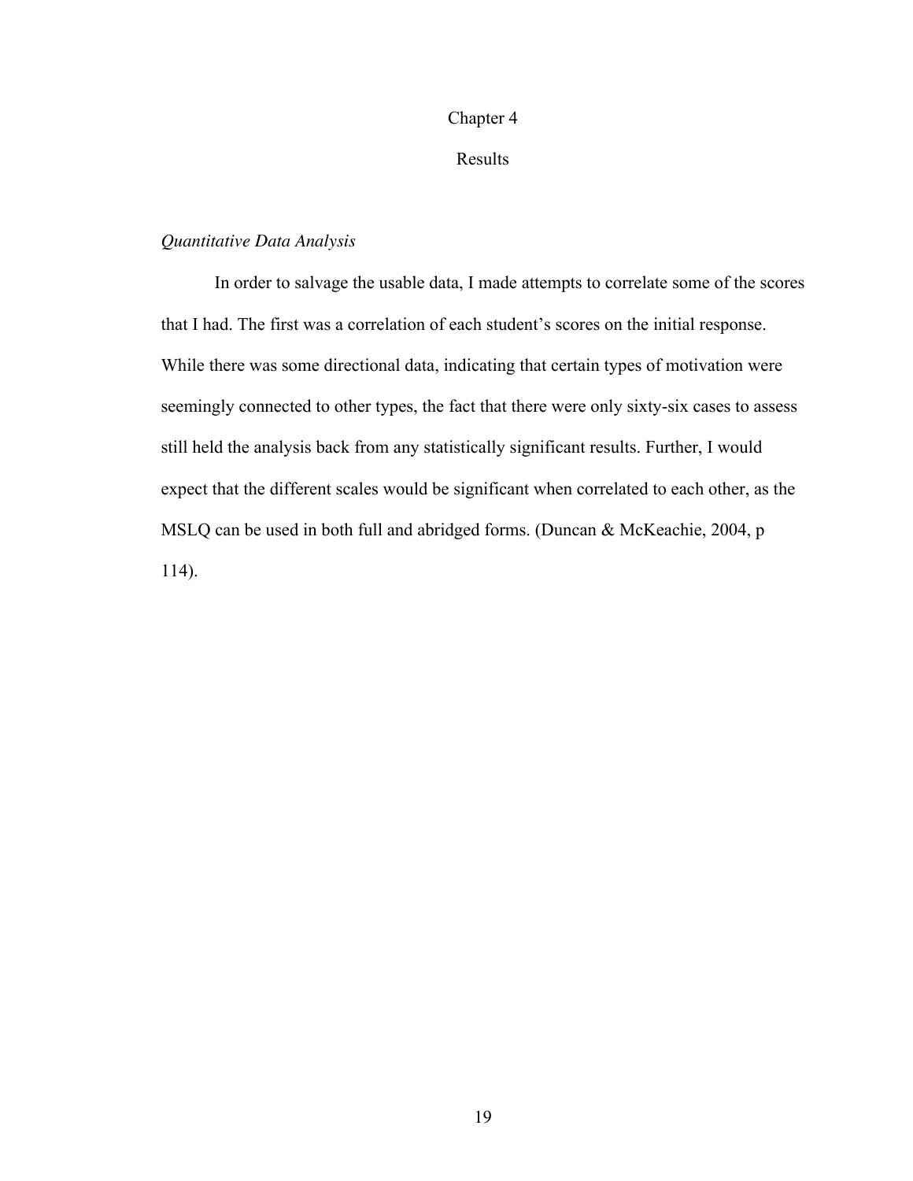# Chapter 4

# Results

### *Quantitative Data Analysis*

In order to salvage the usable data, I made attempts to correlate some of the scores that I had. The first was a correlation of each student's scores on the initial response. While there was some directional data, indicating that certain types of motivation were seemingly connected to other types, the fact that there were only sixty-six cases to assess still held the analysis back from any statistically significant results. Further, I would expect that the different scales would be significant when correlated to each other, as the MSLQ can be used in both full and abridged forms. (Duncan & McKeachie, 2004, p 114).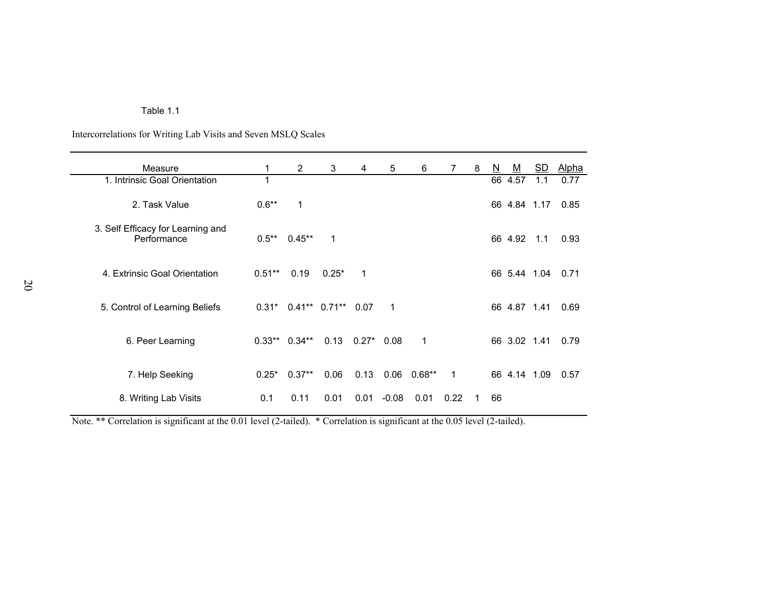Table 1.1

Intercorrelations for Writing Lab Visits and Seven MSLQ Scales

| Measure | 1 | 2 | 3 | 4 | 5 | 6 | 7 | 8 | N | M | SD | Alpha |
|---|---|---|---|---|---|---|---|---|---|---|---|---|
| 1. Intrinsic Goal Orientation | 1 | | | | | | | | 66 | 4.57 | 1.1 | 0.77 |
| 2. Task Value | 0.6** | 1 | | | | | | | 66 | 4.84 | 1.17 | 0.85 |
| 3. Self Efficacy for Learning and Performance | 0.5** | 0.45** | 1 | | | | | | 66 | 4.92 | 1.1 | 0.93 |
| 4. Extrinsic Goal Orientation | 0.51** | 0.19 | 0.25* | 1 | | | | | 66 | 5.44 | 1.04 | 0.71 |
| 5. Control of Learning Beliefs | 0.31* | 0.41** | 0.71** | 0.07 | 1 | | | | 66 | 4.87 | 1.41 | 0.69 |
| 6. Peer Learning | 0.33** | 0.34** | 0.13 | 0.27* | 0.08 | 1 | | | 66 | 3.02 | 1.41 | 0.79 |
| 7. Help Seeking | 0.25* | 0.37** | 0.06 | 0.13 | 0.06 | 0.68** | 1 | | 66 | 4.14 | 1.09 | 0.57 |
| 8. Writing Lab Visits | 0.1 | 0.11 | 0.01 | 0.01 | -0.08 | 0.01 | 0.22 | 1 | 66 | | | |

Note. ** Correlation is significant at the 0.01 level (2-tailed). * Correlation is significant at the 0.05 level (2-tailed).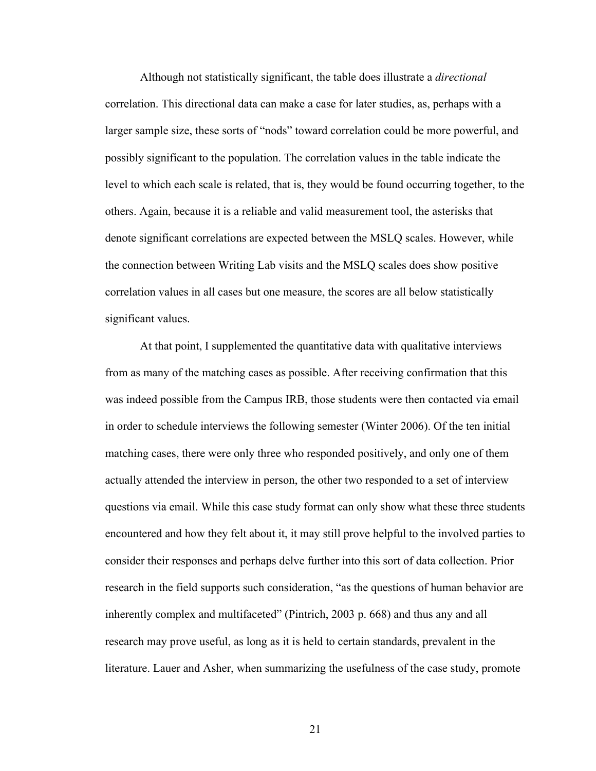Although not statistically significant, the table does illustrate a *directional* correlation. This directional data can make a case for later studies, as, perhaps with a larger sample size, these sorts of "nods" toward correlation could be more powerful, and possibly significant to the population. The correlation values in the table indicate the level to which each scale is related, that is, they would be found occurring together, to the others. Again, because it is a reliable and valid measurement tool, the asterisks that denote significant correlations are expected between the MSLQ scales. However, while the connection between Writing Lab visits and the MSLQ scales does show positive correlation values in all cases but one measure, the scores are all below statistically significant values.

At that point, I supplemented the quantitative data with qualitative interviews from as many of the matching cases as possible. After receiving confirmation that this was indeed possible from the Campus IRB, those students were then contacted via email in order to schedule interviews the following semester (Winter 2006). Of the ten initial matching cases, there were only three who responded positively, and only one of them actually attended the interview in person, the other two responded to a set of interview questions via email. While this case study format can only show what these three students encountered and how they felt about it, it may still prove helpful to the involved parties to consider their responses and perhaps delve further into this sort of data collection. Prior research in the field supports such consideration, "as the questions of human behavior are inherently complex and multifaceted" (Pintrich, 2003 p. 668) and thus any and all research may prove useful, as long as it is held to certain standards, prevalent in the literature. Lauer and Asher, when summarizing the usefulness of the case study, promote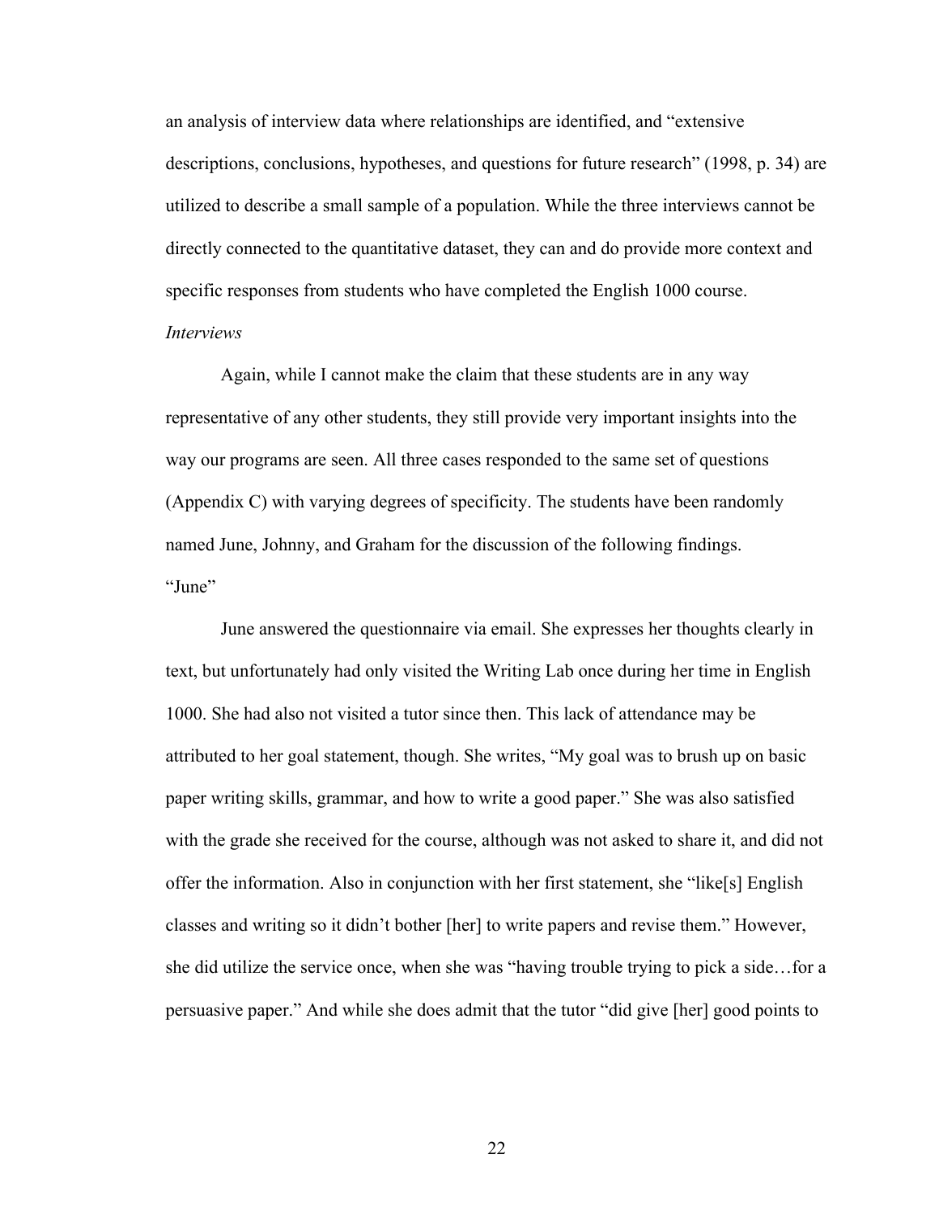an analysis of interview data where relationships are identified, and "extensive descriptions, conclusions, hypotheses, and questions for future research" (1998, p. 34) are utilized to describe a small sample of a population. While the three interviews cannot be directly connected to the quantitative dataset, they can and do provide more context and specific responses from students who have completed the English 1000 course.

*Interviews*

Again, while I cannot make the claim that these students are in any way representative of any other students, they still provide very important insights into the way our programs are seen. All three cases responded to the same set of questions (Appendix C) with varying degrees of specificity. The students have been randomly named June, Johnny, and Graham for the discussion of the following findings.

"June"

June answered the questionnaire via email. She expresses her thoughts clearly in text, but unfortunately had only visited the Writing Lab once during her time in English 1000. She had also not visited a tutor since then. This lack of attendance may be attributed to her goal statement, though. She writes, "My goal was to brush up on basic paper writing skills, grammar, and how to write a good paper." She was also satisfied with the grade she received for the course, although was not asked to share it, and did not offer the information. Also in conjunction with her first statement, she "like[s] English classes and writing so it didn't bother [her] to write papers and revise them." However, she did utilize the service once, when she was "having trouble trying to pick a side…for a persuasive paper." And while she does admit that the tutor "did give [her] good points to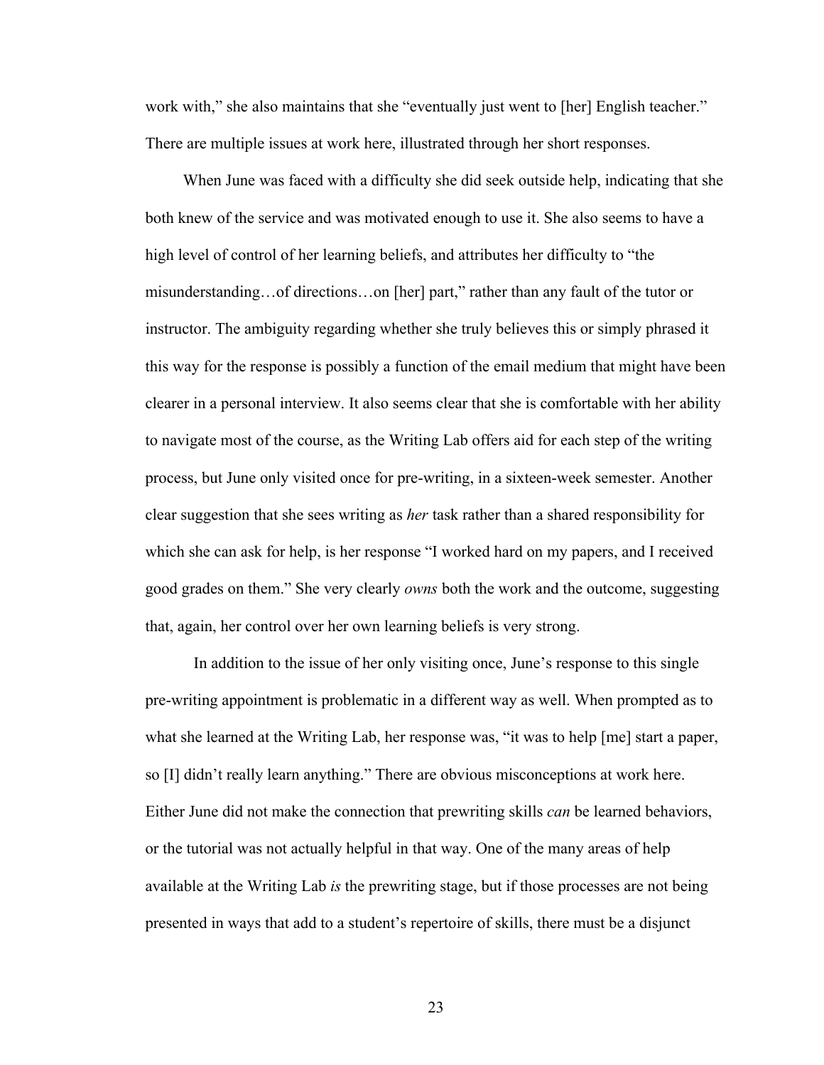work with," she also maintains that she "eventually just went to [her] English teacher." There are multiple issues at work here, illustrated through her short responses.

When June was faced with a difficulty she did seek outside help, indicating that she both knew of the service and was motivated enough to use it. She also seems to have a high level of control of her learning beliefs, and attributes her difficulty to "the misunderstanding…of directions…on [her] part," rather than any fault of the tutor or instructor. The ambiguity regarding whether she truly believes this or simply phrased it this way for the response is possibly a function of the email medium that might have been clearer in a personal interview. It also seems clear that she is comfortable with her ability to navigate most of the course, as the Writing Lab offers aid for each step of the writing process, but June only visited once for pre-writing, in a sixteen-week semester. Another clear suggestion that she sees writing as *her* task rather than a shared responsibility for which she can ask for help, is her response "I worked hard on my papers, and I received good grades on them." She very clearly *owns* both the work and the outcome, suggesting that, again, her control over her own learning beliefs is very strong.

In addition to the issue of her only visiting once, June's response to this single pre-writing appointment is problematic in a different way as well. When prompted as to what she learned at the Writing Lab, her response was, "it was to help [me] start a paper, so [I] didn't really learn anything." There are obvious misconceptions at work here. Either June did not make the connection that prewriting skills *can* be learned behaviors, or the tutorial was not actually helpful in that way. One of the many areas of help available at the Writing Lab *is* the prewriting stage, but if those processes are not being presented in ways that add to a student's repertoire of skills, there must be a disjunct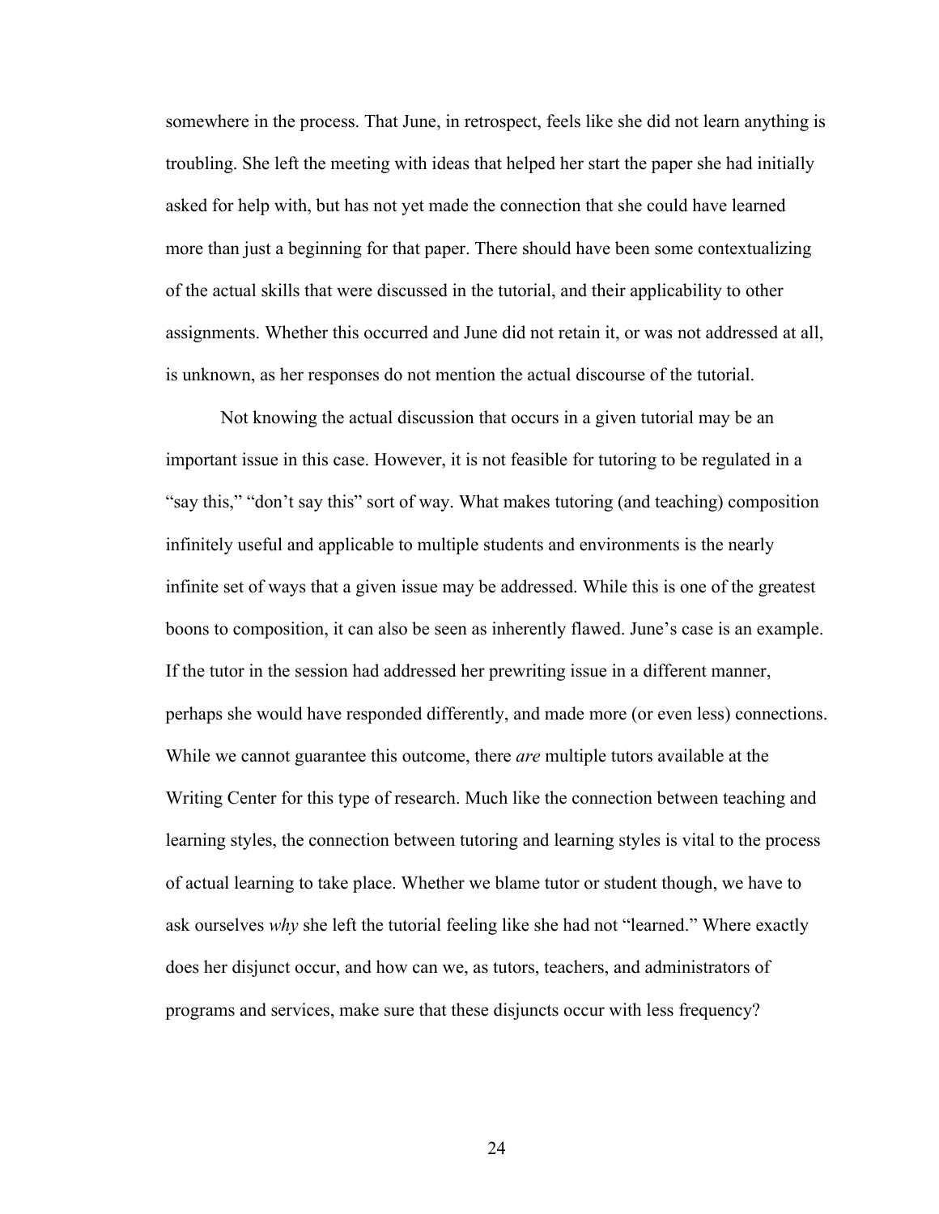somewhere in the process. That June, in retrospect, feels like she did not learn anything is troubling. She left the meeting with ideas that helped her start the paper she had initially asked for help with, but has not yet made the connection that she could have learned more than just a beginning for that paper. There should have been some contextualizing of the actual skills that were discussed in the tutorial, and their applicability to other assignments. Whether this occurred and June did not retain it, or was not addressed at all, is unknown, as her responses do not mention the actual discourse of the tutorial.

Not knowing the actual discussion that occurs in a given tutorial may be an important issue in this case. However, it is not feasible for tutoring to be regulated in a "say this," "don't say this" sort of way. What makes tutoring (and teaching) composition infinitely useful and applicable to multiple students and environments is the nearly infinite set of ways that a given issue may be addressed. While this is one of the greatest boons to composition, it can also be seen as inherently flawed. June's case is an example. If the tutor in the session had addressed her prewriting issue in a different manner, perhaps she would have responded differently, and made more (or even less) connections. While we cannot guarantee this outcome, there *are* multiple tutors available at the Writing Center for this type of research. Much like the connection between teaching and learning styles, the connection between tutoring and learning styles is vital to the process of actual learning to take place. Whether we blame tutor or student though, we have to ask ourselves *why* she left the tutorial feeling like she had not "learned." Where exactly does her disjunct occur, and how can we, as tutors, teachers, and administrators of programs and services, make sure that these disjuncts occur with less frequency?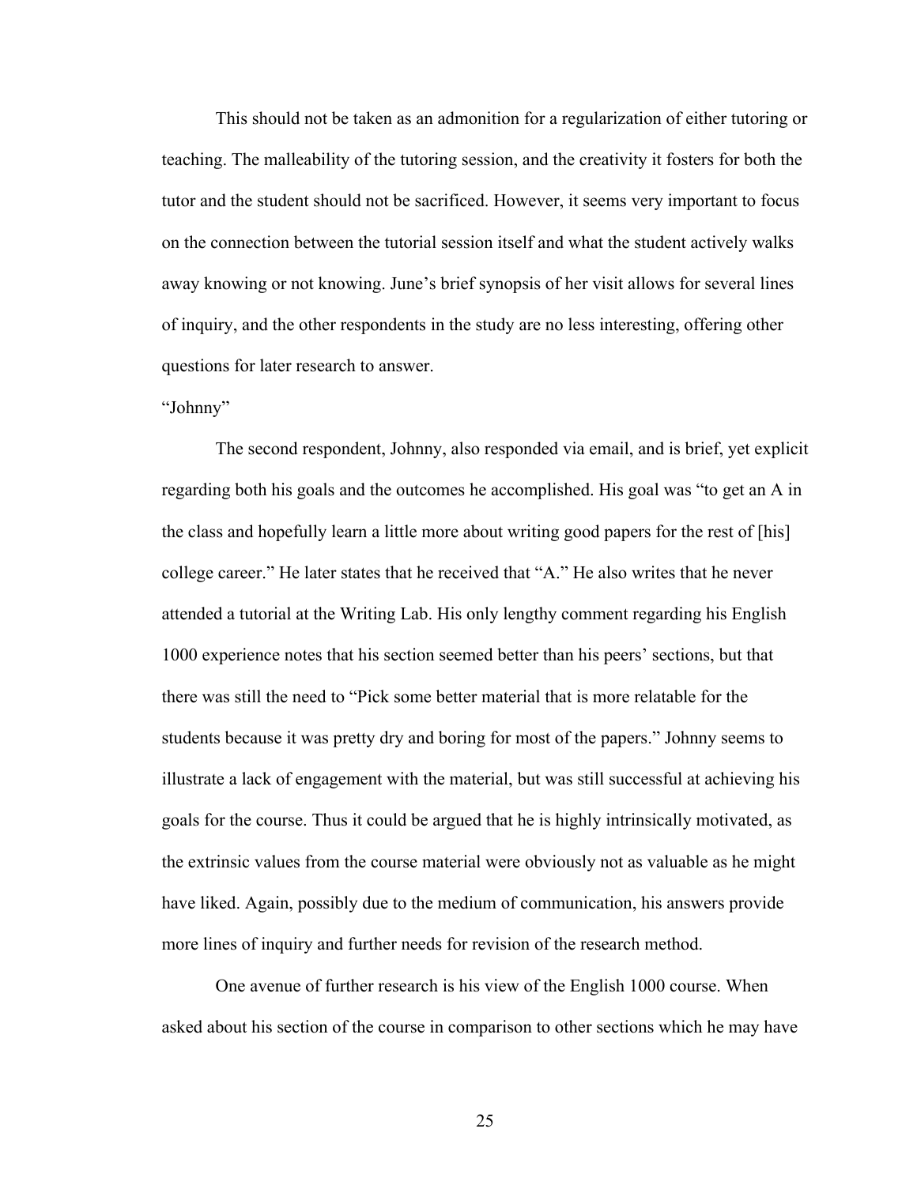This should not be taken as an admonition for a regularization of either tutoring or teaching. The malleability of the tutoring session, and the creativity it fosters for both the tutor and the student should not be sacrificed. However, it seems very important to focus on the connection between the tutorial session itself and what the student actively walks away knowing or not knowing. June's brief synopsis of her visit allows for several lines of inquiry, and the other respondents in the study are no less interesting, offering other questions for later research to answer.

"Johnny"

The second respondent, Johnny, also responded via email, and is brief, yet explicit regarding both his goals and the outcomes he accomplished. His goal was "to get an A in the class and hopefully learn a little more about writing good papers for the rest of [his] college career." He later states that he received that "A." He also writes that he never attended a tutorial at the Writing Lab. His only lengthy comment regarding his English 1000 experience notes that his section seemed better than his peers' sections, but that there was still the need to "Pick some better material that is more relatable for the students because it was pretty dry and boring for most of the papers." Johnny seems to illustrate a lack of engagement with the material, but was still successful at achieving his goals for the course. Thus it could be argued that he is highly intrinsically motivated, as the extrinsic values from the course material were obviously not as valuable as he might have liked. Again, possibly due to the medium of communication, his answers provide more lines of inquiry and further needs for revision of the research method.

One avenue of further research is his view of the English 1000 course. When asked about his section of the course in comparison to other sections which he may have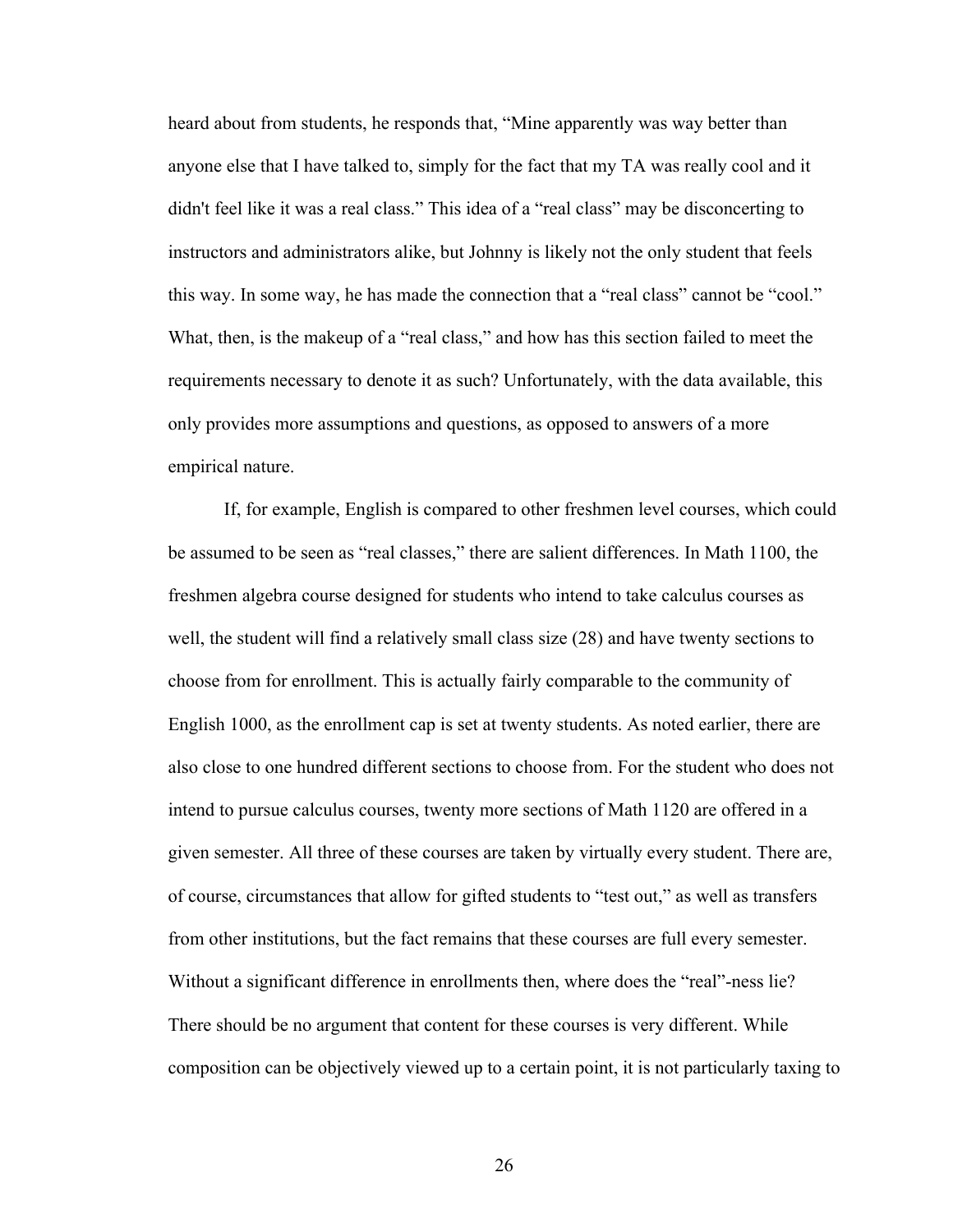heard about from students, he responds that, “Mine apparently was way better than anyone else that I have talked to, simply for the fact that my TA was really cool and it didn't feel like it was a real class.” This idea of a “real class” may be disconcerting to instructors and administrators alike, but Johnny is likely not the only student that feels this way. In some way, he has made the connection that a “real class” cannot be “cool.” What, then, is the makeup of a “real class,” and how has this section failed to meet the requirements necessary to denote it as such? Unfortunately, with the data available, this only provides more assumptions and questions, as opposed to answers of a more empirical nature.

If, for example, English is compared to other freshmen level courses, which could be assumed to be seen as “real classes,” there are salient differences. In Math 1100, the freshmen algebra course designed for students who intend to take calculus courses as well, the student will find a relatively small class size (28) and have twenty sections to choose from for enrollment. This is actually fairly comparable to the community of English 1000, as the enrollment cap is set at twenty students. As noted earlier, there are also close to one hundred different sections to choose from. For the student who does not intend to pursue calculus courses, twenty more sections of Math 1120 are offered in a given semester. All three of these courses are taken by virtually every student. There are, of course, circumstances that allow for gifted students to “test out,” as well as transfers from other institutions, but the fact remains that these courses are full every semester. Without a significant difference in enrollments then, where does the “real”-ness lie? There should be no argument that content for these courses is very different. While composition can be objectively viewed up to a certain point, it is not particularly taxing to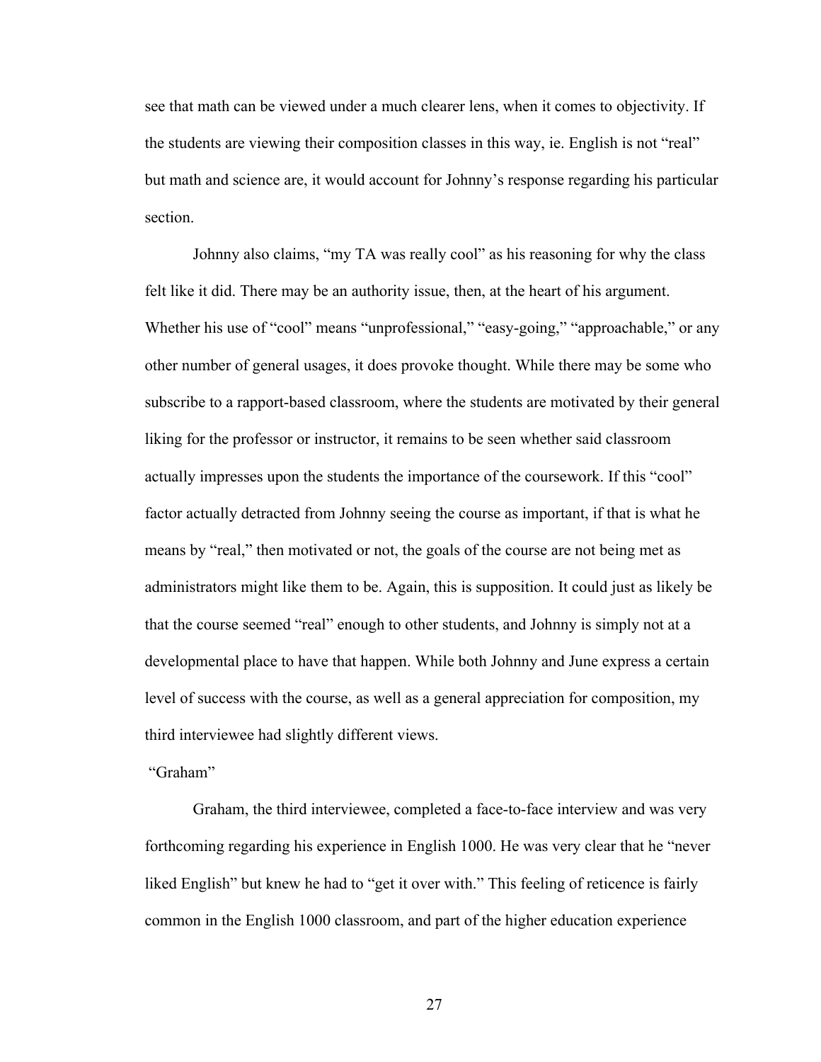see that math can be viewed under a much clearer lens, when it comes to objectivity. If the students are viewing their composition classes in this way, ie. English is not "real" but math and science are, it would account for Johnny's response regarding his particular section.

Johnny also claims, "my TA was really cool" as his reasoning for why the class felt like it did. There may be an authority issue, then, at the heart of his argument. Whether his use of "cool" means "unprofessional," "easy-going," "approachable," or any other number of general usages, it does provoke thought. While there may be some who subscribe to a rapport-based classroom, where the students are motivated by their general liking for the professor or instructor, it remains to be seen whether said classroom actually impresses upon the students the importance of the coursework. If this "cool" factor actually detracted from Johnny seeing the course as important, if that is what he means by "real," then motivated or not, the goals of the course are not being met as administrators might like them to be. Again, this is supposition. It could just as likely be that the course seemed "real" enough to other students, and Johnny is simply not at a developmental place to have that happen. While both Johnny and June express a certain level of success with the course, as well as a general appreciation for composition, my third interviewee had slightly different views.

"Graham"

Graham, the third interviewee, completed a face-to-face interview and was very forthcoming regarding his experience in English 1000. He was very clear that he "never liked English" but knew he had to "get it over with." This feeling of reticence is fairly common in the English 1000 classroom, and part of the higher education experience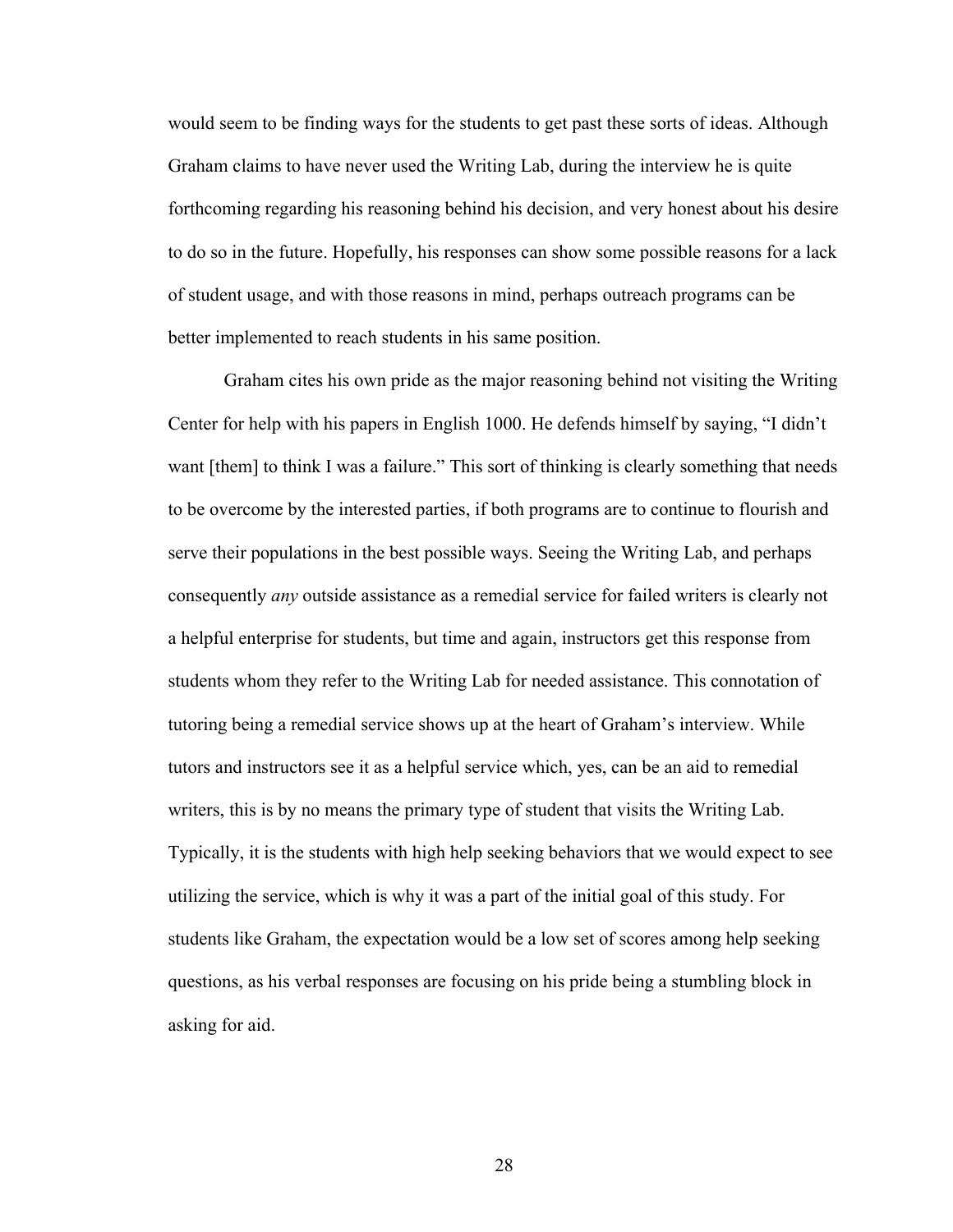would seem to be finding ways for the students to get past these sorts of ideas. Although Graham claims to have never used the Writing Lab, during the interview he is quite forthcoming regarding his reasoning behind his decision, and very honest about his desire to do so in the future. Hopefully, his responses can show some possible reasons for a lack of student usage, and with those reasons in mind, perhaps outreach programs can be better implemented to reach students in his same position.

Graham cites his own pride as the major reasoning behind not visiting the Writing Center for help with his papers in English 1000. He defends himself by saying, "I didn't want [them] to think I was a failure." This sort of thinking is clearly something that needs to be overcome by the interested parties, if both programs are to continue to flourish and serve their populations in the best possible ways. Seeing the Writing Lab, and perhaps consequently *any* outside assistance as a remedial service for failed writers is clearly not a helpful enterprise for students, but time and again, instructors get this response from students whom they refer to the Writing Lab for needed assistance. This connotation of tutoring being a remedial service shows up at the heart of Graham's interview. While tutors and instructors see it as a helpful service which, yes, can be an aid to remedial writers, this is by no means the primary type of student that visits the Writing Lab. Typically, it is the students with high help seeking behaviors that we would expect to see utilizing the service, which is why it was a part of the initial goal of this study. For students like Graham, the expectation would be a low set of scores among help seeking questions, as his verbal responses are focusing on his pride being a stumbling block in asking for aid.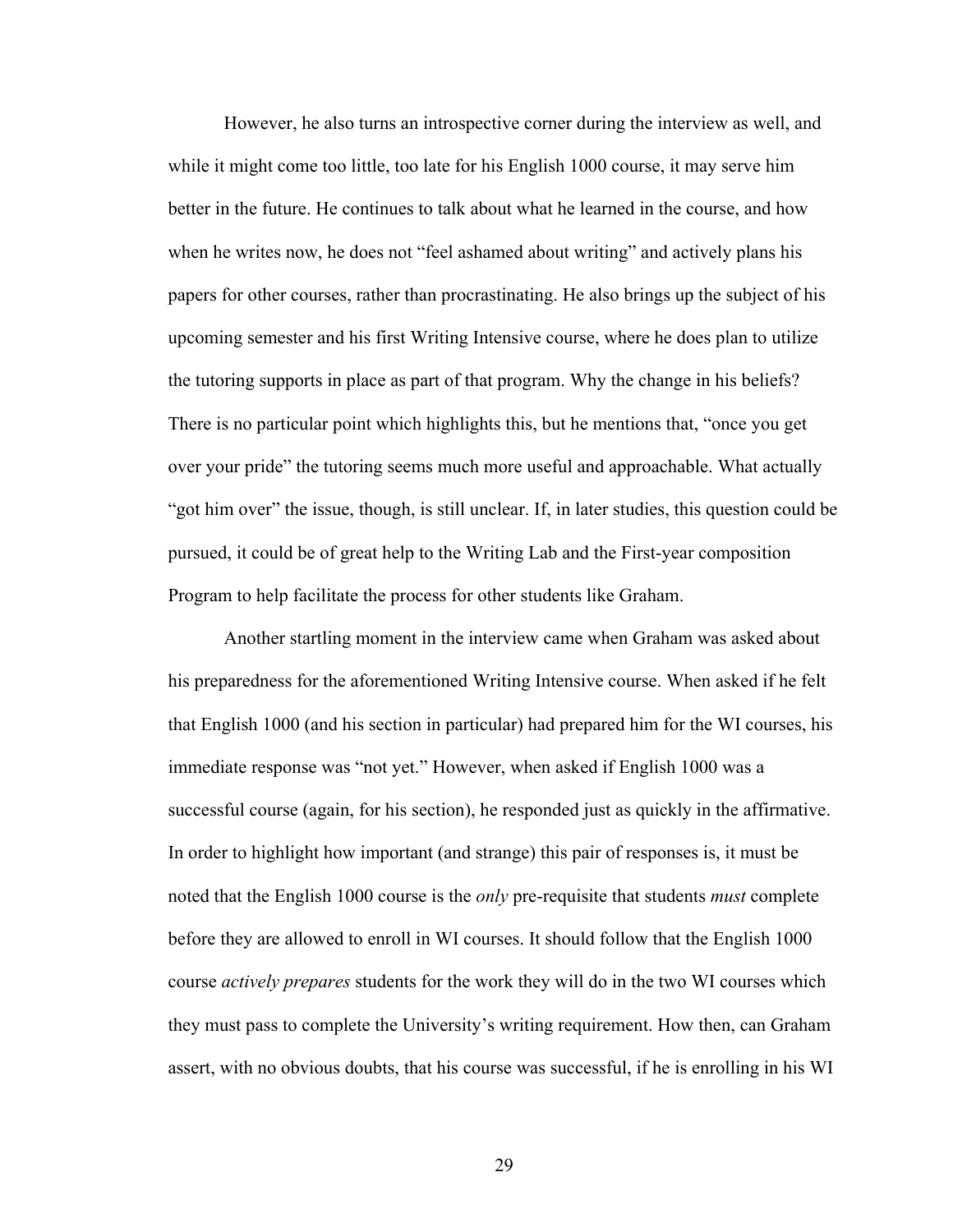However, he also turns an introspective corner during the interview as well, and while it might come too little, too late for his English 1000 course, it may serve him better in the future. He continues to talk about what he learned in the course, and how when he writes now, he does not "feel ashamed about writing" and actively plans his papers for other courses, rather than procrastinating. He also brings up the subject of his upcoming semester and his first Writing Intensive course, where he does plan to utilize the tutoring supports in place as part of that program. Why the change in his beliefs? There is no particular point which highlights this, but he mentions that, "once you get over your pride" the tutoring seems much more useful and approachable. What actually "got him over" the issue, though, is still unclear. If, in later studies, this question could be pursued, it could be of great help to the Writing Lab and the First-year composition Program to help facilitate the process for other students like Graham.

Another startling moment in the interview came when Graham was asked about his preparedness for the aforementioned Writing Intensive course. When asked if he felt that English 1000 (and his section in particular) had prepared him for the WI courses, his immediate response was "not yet." However, when asked if English 1000 was a successful course (again, for his section), he responded just as quickly in the affirmative. In order to highlight how important (and strange) this pair of responses is, it must be noted that the English 1000 course is the *only* pre-requisite that students *must* complete before they are allowed to enroll in WI courses. It should follow that the English 1000 course *actively prepares* students for the work they will do in the two WI courses which they must pass to complete the University's writing requirement. How then, can Graham assert, with no obvious doubts, that his course was successful, if he is enrolling in his WI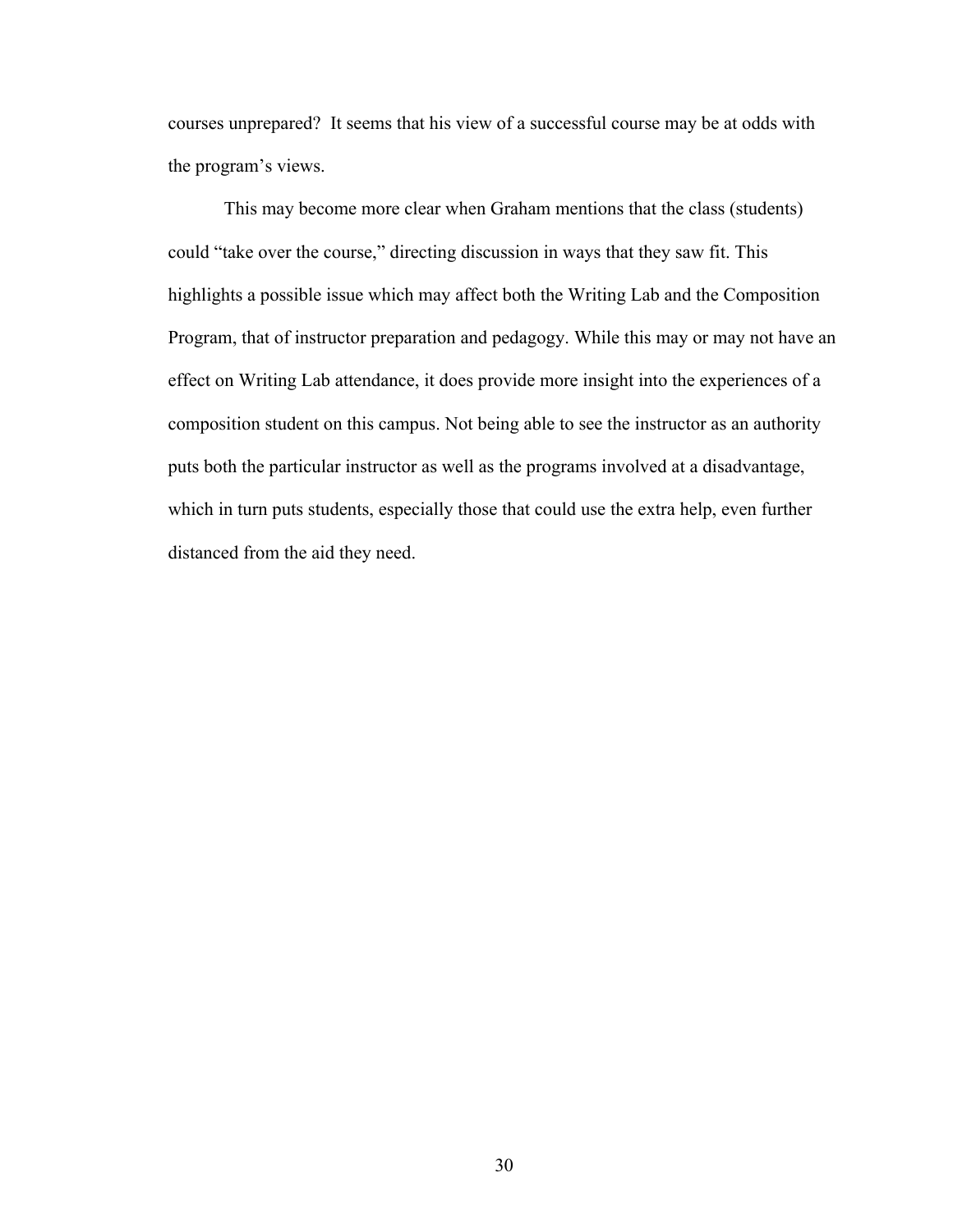courses unprepared?  It seems that his view of a successful course may be at odds with the program's views.

This may become more clear when Graham mentions that the class (students) could "take over the course," directing discussion in ways that they saw fit. This highlights a possible issue which may affect both the Writing Lab and the Composition Program, that of instructor preparation and pedagogy. While this may or may not have an effect on Writing Lab attendance, it does provide more insight into the experiences of a composition student on this campus. Not being able to see the instructor as an authority puts both the particular instructor as well as the programs involved at a disadvantage, which in turn puts students, especially those that could use the extra help, even further distanced from the aid they need.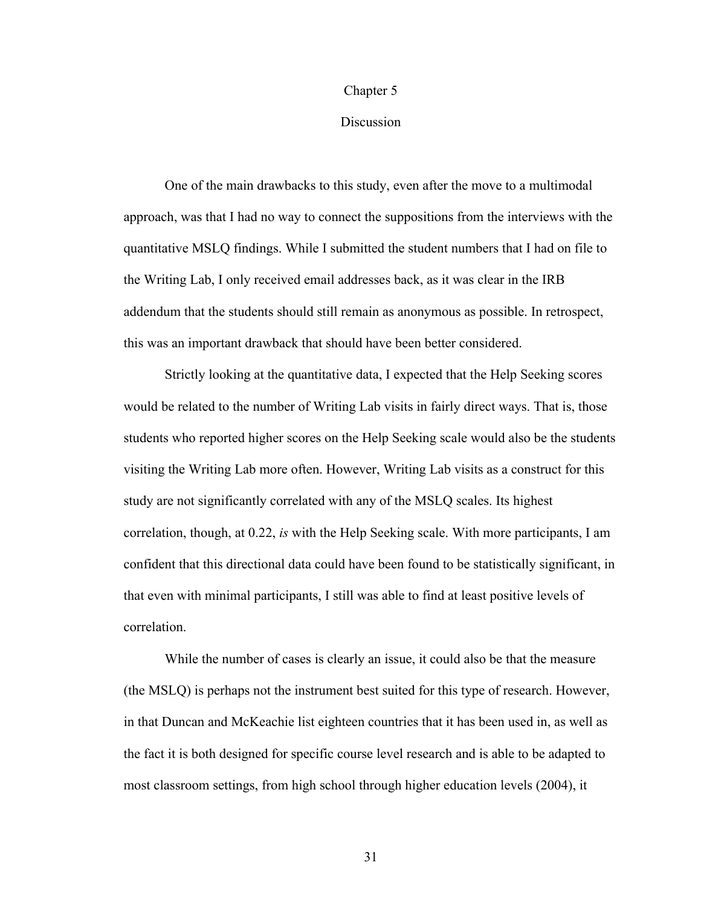# Chapter 5

## Discussion

One of the main drawbacks to this study, even after the move to a multimodal approach, was that I had no way to connect the suppositions from the interviews with the quantitative MSLQ findings. While I submitted the student numbers that I had on file to the Writing Lab, I only received email addresses back, as it was clear in the IRB addendum that the students should still remain as anonymous as possible. In retrospect, this was an important drawback that should have been better considered.

Strictly looking at the quantitative data, I expected that the Help Seeking scores would be related to the number of Writing Lab visits in fairly direct ways. That is, those students who reported higher scores on the Help Seeking scale would also be the students visiting the Writing Lab more often. However, Writing Lab visits as a construct for this study are not significantly correlated with any of the MSLQ scales. Its highest correlation, though, at 0.22, *is* with the Help Seeking scale. With more participants, I am confident that this directional data could have been found to be statistically significant, in that even with minimal participants, I still was able to find at least positive levels of correlation.

While the number of cases is clearly an issue, it could also be that the measure (the MSLQ) is perhaps not the instrument best suited for this type of research. However, in that Duncan and McKeachie list eighteen countries that it has been used in, as well as the fact it is both designed for specific course level research and is able to be adapted to most classroom settings, from high school through higher education levels (2004), it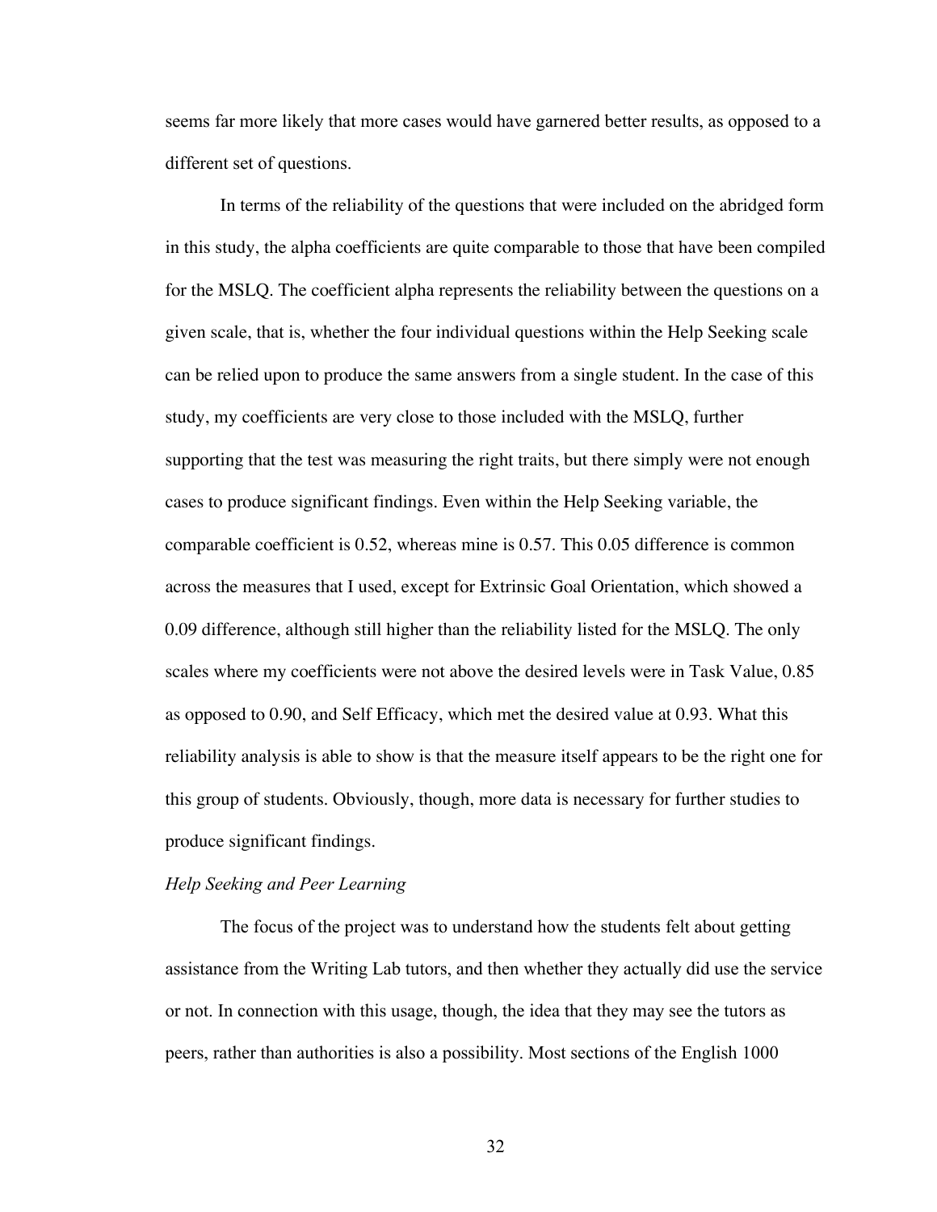seems far more likely that more cases would have garnered better results, as opposed to a different set of questions.

In terms of the reliability of the questions that were included on the abridged form in this study, the alpha coefficients are quite comparable to those that have been compiled for the MSLQ. The coefficient alpha represents the reliability between the questions on a given scale, that is, whether the four individual questions within the Help Seeking scale can be relied upon to produce the same answers from a single student. In the case of this study, my coefficients are very close to those included with the MSLQ, further supporting that the test was measuring the right traits, but there simply were not enough cases to produce significant findings. Even within the Help Seeking variable, the comparable coefficient is 0.52, whereas mine is 0.57. This 0.05 difference is common across the measures that I used, except for Extrinsic Goal Orientation, which showed a 0.09 difference, although still higher than the reliability listed for the MSLQ. The only scales where my coefficients were not above the desired levels were in Task Value, 0.85 as opposed to 0.90, and Self Efficacy, which met the desired value at 0.93. What this reliability analysis is able to show is that the measure itself appears to be the right one for this group of students. Obviously, though, more data is necessary for further studies to produce significant findings.

### *Help Seeking and Peer Learning*

The focus of the project was to understand how the students felt about getting assistance from the Writing Lab tutors, and then whether they actually did use the service or not. In connection with this usage, though, the idea that they may see the tutors as peers, rather than authorities is also a possibility. Most sections of the English 1000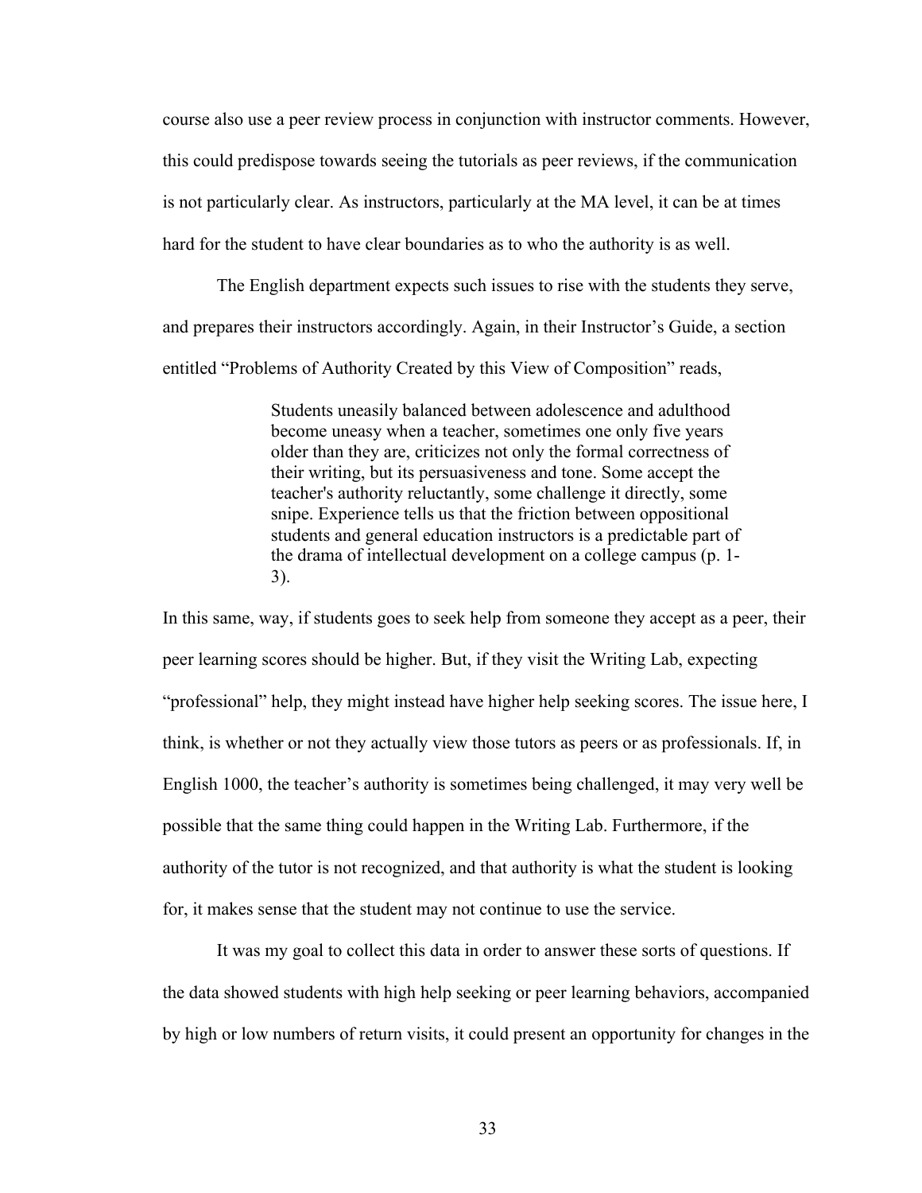course also use a peer review process in conjunction with instructor comments. However, this could predispose towards seeing the tutorials as peer reviews, if the communication is not particularly clear. As instructors, particularly at the MA level, it can be at times hard for the student to have clear boundaries as to who the authority is as well.

The English department expects such issues to rise with the students they serve, and prepares their instructors accordingly. Again, in their Instructor's Guide, a section entitled "Problems of Authority Created by this View of Composition" reads,

> Students uneasily balanced between adolescence and adulthood become uneasy when a teacher, sometimes one only five years older than they are, criticizes not only the formal correctness of their writing, but its persuasiveness and tone. Some accept the teacher's authority reluctantly, some challenge it directly, some snipe. Experience tells us that the friction between oppositional students and general education instructors is a predictable part of the drama of intellectual development on a college campus (p. 1-3).

In this same, way, if students goes to seek help from someone they accept as a peer, their peer learning scores should be higher. But, if they visit the Writing Lab, expecting "professional" help, they might instead have higher help seeking scores. The issue here, I think, is whether or not they actually view those tutors as peers or as professionals. If, in English 1000, the teacher's authority is sometimes being challenged, it may very well be possible that the same thing could happen in the Writing Lab. Furthermore, if the authority of the tutor is not recognized, and that authority is what the student is looking for, it makes sense that the student may not continue to use the service.

It was my goal to collect this data in order to answer these sorts of questions. If the data showed students with high help seeking or peer learning behaviors, accompanied by high or low numbers of return visits, it could present an opportunity for changes in the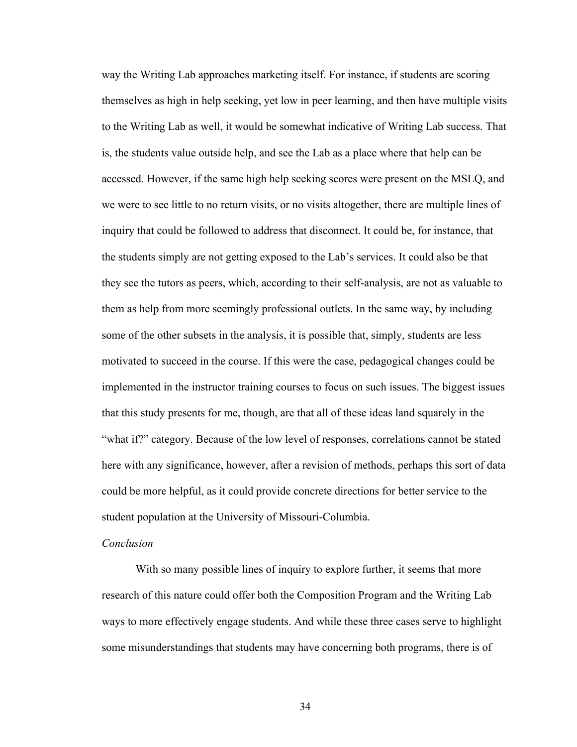way the Writing Lab approaches marketing itself. For instance, if students are scoring themselves as high in help seeking, yet low in peer learning, and then have multiple visits to the Writing Lab as well, it would be somewhat indicative of Writing Lab success. That is, the students value outside help, and see the Lab as a place where that help can be accessed. However, if the same high help seeking scores were present on the MSLQ, and we were to see little to no return visits, or no visits altogether, there are multiple lines of inquiry that could be followed to address that disconnect. It could be, for instance, that the students simply are not getting exposed to the Lab's services. It could also be that they see the tutors as peers, which, according to their self-analysis, are not as valuable to them as help from more seemingly professional outlets. In the same way, by including some of the other subsets in the analysis, it is possible that, simply, students are less motivated to succeed in the course. If this were the case, pedagogical changes could be implemented in the instructor training courses to focus on such issues. The biggest issues that this study presents for me, though, are that all of these ideas land squarely in the "what if?" category. Because of the low level of responses, correlations cannot be stated here with any significance, however, after a revision of methods, perhaps this sort of data could be more helpful, as it could provide concrete directions for better service to the student population at the University of Missouri-Columbia.

*Conclusion*

With so many possible lines of inquiry to explore further, it seems that more research of this nature could offer both the Composition Program and the Writing Lab ways to more effectively engage students. And while these three cases serve to highlight some misunderstandings that students may have concerning both programs, there is of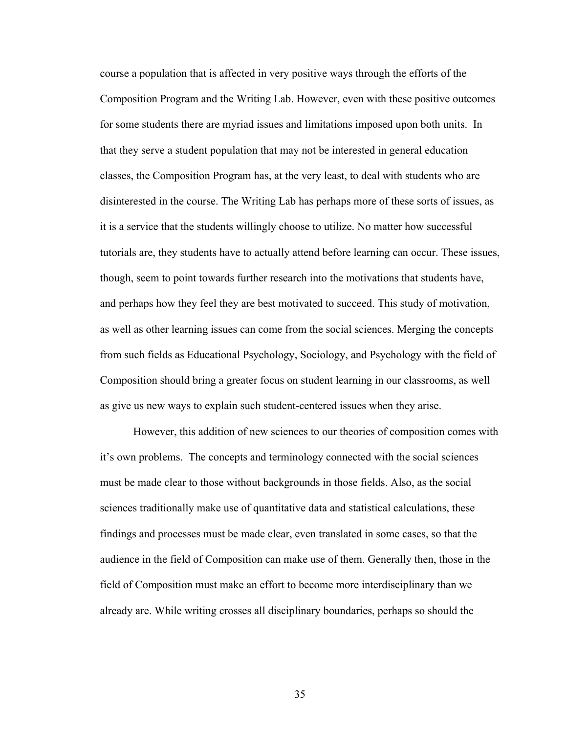course a population that is affected in very positive ways through the efforts of the Composition Program and the Writing Lab. However, even with these positive outcomes for some students there are myriad issues and limitations imposed upon both units. In that they serve a student population that may not be interested in general education classes, the Composition Program has, at the very least, to deal with students who are disinterested in the course. The Writing Lab has perhaps more of these sorts of issues, as it is a service that the students willingly choose to utilize. No matter how successful tutorials are, they students have to actually attend before learning can occur. These issues, though, seem to point towards further research into the motivations that students have, and perhaps how they feel they are best motivated to succeed. This study of motivation, as well as other learning issues can come from the social sciences. Merging the concepts from such fields as Educational Psychology, Sociology, and Psychology with the field of Composition should bring a greater focus on student learning in our classrooms, as well as give us new ways to explain such student-centered issues when they arise.

However, this addition of new sciences to our theories of composition comes with it's own problems. The concepts and terminology connected with the social sciences must be made clear to those without backgrounds in those fields. Also, as the social sciences traditionally make use of quantitative data and statistical calculations, these findings and processes must be made clear, even translated in some cases, so that the audience in the field of Composition can make use of them. Generally then, those in the field of Composition must make an effort to become more interdisciplinary than we already are. While writing crosses all disciplinary boundaries, perhaps so should the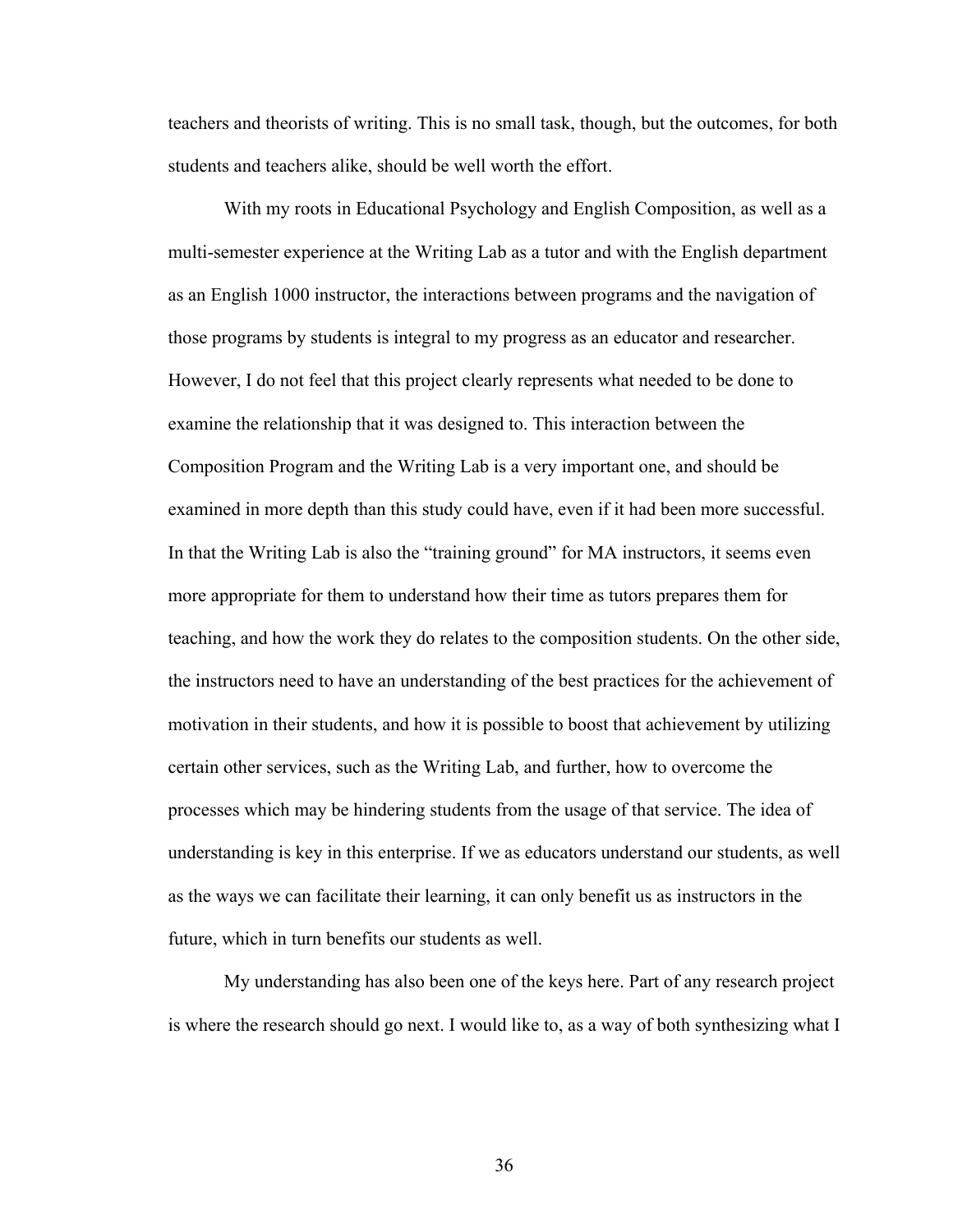teachers and theorists of writing. This is no small task, though, but the outcomes, for both students and teachers alike, should be well worth the effort.

With my roots in Educational Psychology and English Composition, as well as a multi-semester experience at the Writing Lab as a tutor and with the English department as an English 1000 instructor, the interactions between programs and the navigation of those programs by students is integral to my progress as an educator and researcher. However, I do not feel that this project clearly represents what needed to be done to examine the relationship that it was designed to. This interaction between the Composition Program and the Writing Lab is a very important one, and should be examined in more depth than this study could have, even if it had been more successful. In that the Writing Lab is also the "training ground" for MA instructors, it seems even more appropriate for them to understand how their time as tutors prepares them for teaching, and how the work they do relates to the composition students. On the other side, the instructors need to have an understanding of the best practices for the achievement of motivation in their students, and how it is possible to boost that achievement by utilizing certain other services, such as the Writing Lab, and further, how to overcome the processes which may be hindering students from the usage of that service. The idea of understanding is key in this enterprise. If we as educators understand our students, as well as the ways we can facilitate their learning, it can only benefit us as instructors in the future, which in turn benefits our students as well.

My understanding has also been one of the keys here. Part of any research project is where the research should go next. I would like to, as a way of both synthesizing what I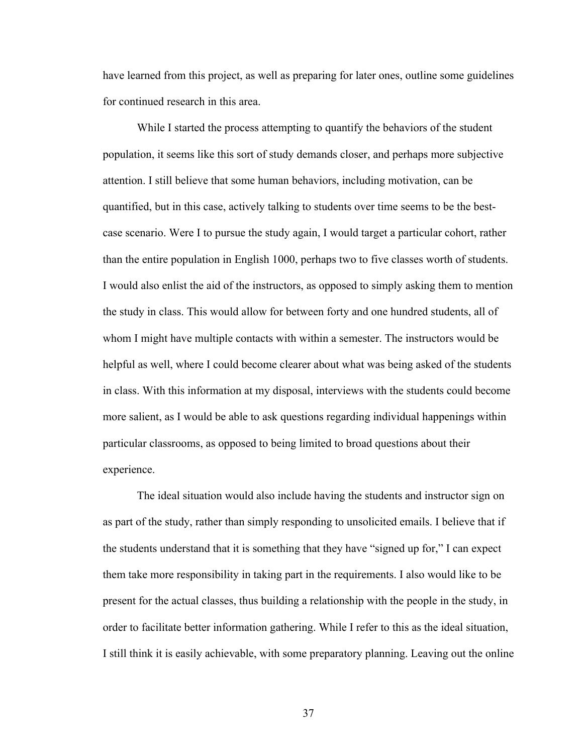have learned from this project, as well as preparing for later ones, outline some guidelines for continued research in this area.

While I started the process attempting to quantify the behaviors of the student population, it seems like this sort of study demands closer, and perhaps more subjective attention. I still believe that some human behaviors, including motivation, can be quantified, but in this case, actively talking to students over time seems to be the best-case scenario. Were I to pursue the study again, I would target a particular cohort, rather than the entire population in English 1000, perhaps two to five classes worth of students. I would also enlist the aid of the instructors, as opposed to simply asking them to mention the study in class. This would allow for between forty and one hundred students, all of whom I might have multiple contacts with within a semester. The instructors would be helpful as well, where I could become clearer about what was being asked of the students in class. With this information at my disposal, interviews with the students could become more salient, as I would be able to ask questions regarding individual happenings within particular classrooms, as opposed to being limited to broad questions about their experience.

The ideal situation would also include having the students and instructor sign on as part of the study, rather than simply responding to unsolicited emails. I believe that if the students understand that it is something that they have "signed up for," I can expect them take more responsibility in taking part in the requirements. I also would like to be present for the actual classes, thus building a relationship with the people in the study, in order to facilitate better information gathering. While I refer to this as the ideal situation, I still think it is easily achievable, with some preparatory planning. Leaving out the online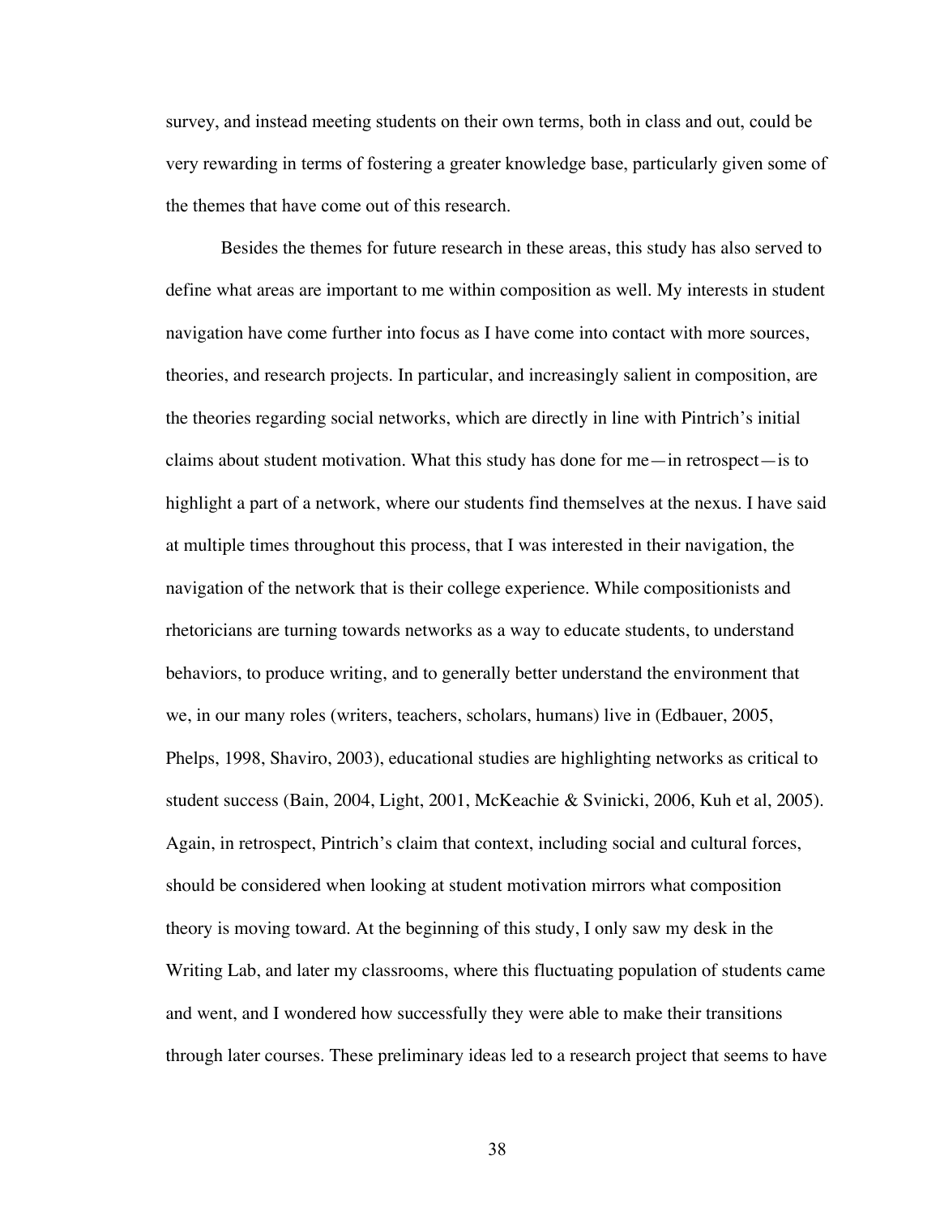survey, and instead meeting students on their own terms, both in class and out, could be very rewarding in terms of fostering a greater knowledge base, particularly given some of the themes that have come out of this research.

Besides the themes for future research in these areas, this study has also served to define what areas are important to me within composition as well. My interests in student navigation have come further into focus as I have come into contact with more sources, theories, and research projects. In particular, and increasingly salient in composition, are the theories regarding social networks, which are directly in line with Pintrich's initial claims about student motivation. What this study has done for me—in retrospect—is to highlight a part of a network, where our students find themselves at the nexus. I have said at multiple times throughout this process, that I was interested in their navigation, the navigation of the network that is their college experience. While compositionists and rhetoricians are turning towards networks as a way to educate students, to understand behaviors, to produce writing, and to generally better understand the environment that we, in our many roles (writers, teachers, scholars, humans) live in (Edbauer, 2005, Phelps, 1998, Shaviro, 2003), educational studies are highlighting networks as critical to student success (Bain, 2004, Light, 2001, McKeachie & Svinicki, 2006, Kuh et al, 2005). Again, in retrospect, Pintrich's claim that context, including social and cultural forces, should be considered when looking at student motivation mirrors what composition theory is moving toward. At the beginning of this study, I only saw my desk in the Writing Lab, and later my classrooms, where this fluctuating population of students came and went, and I wondered how successfully they were able to make their transitions through later courses. These preliminary ideas led to a research project that seems to have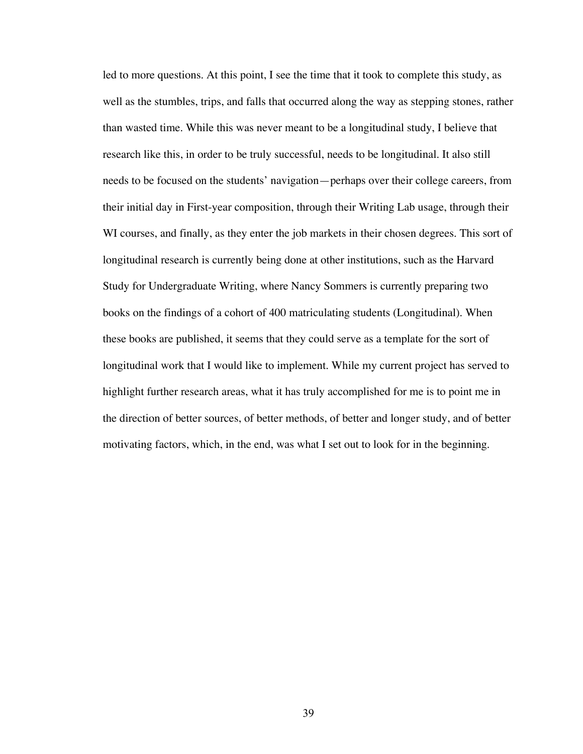led to more questions. At this point, I see the time that it took to complete this study, as well as the stumbles, trips, and falls that occurred along the way as stepping stones, rather than wasted time. While this was never meant to be a longitudinal study, I believe that research like this, in order to be truly successful, needs to be longitudinal. It also still needs to be focused on the students' navigation—perhaps over their college careers, from their initial day in First-year composition, through their Writing Lab usage, through their WI courses, and finally, as they enter the job markets in their chosen degrees. This sort of longitudinal research is currently being done at other institutions, such as the Harvard Study for Undergraduate Writing, where Nancy Sommers is currently preparing two books on the findings of a cohort of 400 matriculating students (Longitudinal). When these books are published, it seems that they could serve as a template for the sort of longitudinal work that I would like to implement. While my current project has served to highlight further research areas, what it has truly accomplished for me is to point me in the direction of better sources, of better methods, of better and longer study, and of better motivating factors, which, in the end, was what I set out to look for in the beginning.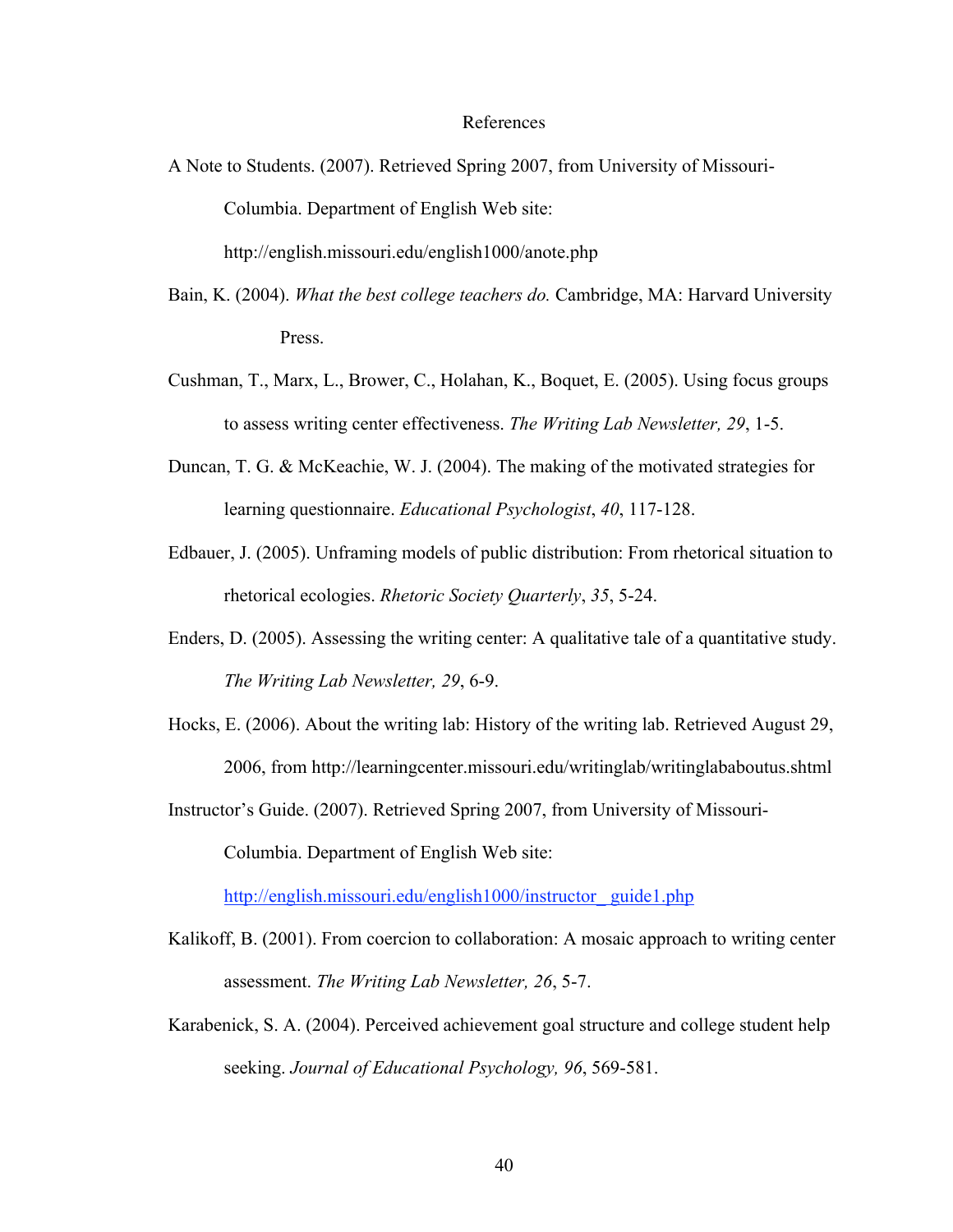# References

A Note to Students. (2007). Retrieved Spring 2007, from University of Missouri-Columbia. Department of English Web site: http://english.missouri.edu/english1000/anote.php

Bain, K. (2004). *What the best college teachers do.* Cambridge, MA: Harvard University Press.

Cushman, T., Marx, L., Brower, C., Holahan, K., Boquet, E. (2005). Using focus groups to assess writing center effectiveness. *The Writing Lab Newsletter, 29*, 1-5.

Duncan, T. G. & McKeachie, W. J. (2004). The making of the motivated strategies for learning questionnaire. *Educational Psychologist*, *40*, 117-128.

Edbauer, J. (2005). Unframing models of public distribution: From rhetorical situation to rhetorical ecologies. *Rhetoric Society Quarterly*, *35*, 5-24.

Enders, D. (2005). Assessing the writing center: A qualitative tale of a quantitative study. *The Writing Lab Newsletter, 29*, 6-9.

Hocks, E. (2006). About the writing lab: History of the writing lab. Retrieved August 29, 2006, from http://learningcenter.missouri.edu/writinglab/writinglababoutus.shtml

Instructor's Guide. (2007). Retrieved Spring 2007, from University of Missouri-Columbia. Department of English Web site: http://english.missouri.edu/english1000/instructor_ guide1.php

Kalikoff, B. (2001). From coercion to collaboration: A mosaic approach to writing center assessment. *The Writing Lab Newsletter, 26*, 5-7.

Karabenick, S. A. (2004). Perceived achievement goal structure and college student help seeking. *Journal of Educational Psychology, 96*, 569-581.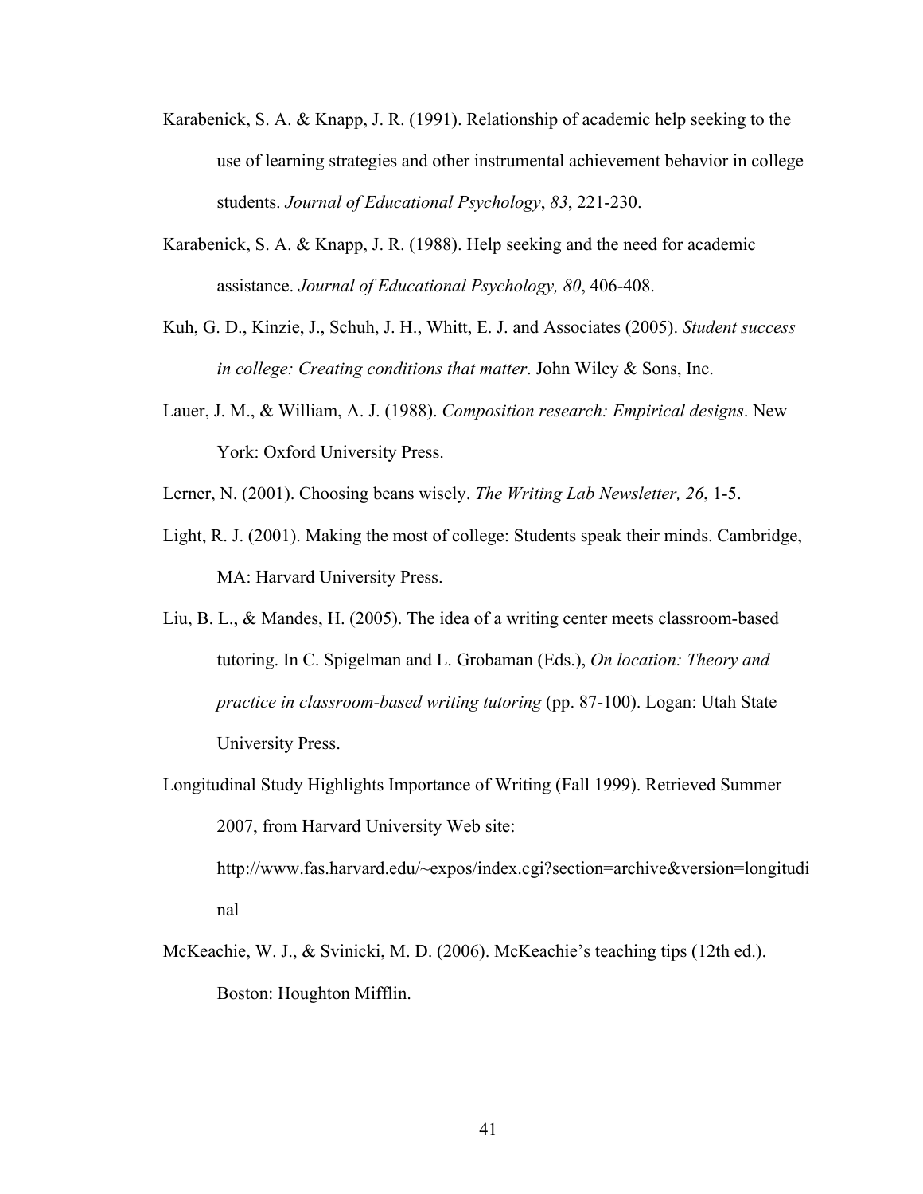Karabenick, S. A. & Knapp, J. R. (1991). Relationship of academic help seeking to the use of learning strategies and other instrumental achievement behavior in college students. *Journal of Educational Psychology*, *83*, 221-230.

Karabenick, S. A. & Knapp, J. R. (1988). Help seeking and the need for academic assistance. *Journal of Educational Psychology, 80*, 406-408.

Kuh, G. D., Kinzie, J., Schuh, J. H., Whitt, E. J. and Associates (2005). *Student success in college: Creating conditions that matter*. John Wiley & Sons, Inc.

Lauer, J. M., & William, A. J. (1988). *Composition research: Empirical designs*. New York: Oxford University Press.

Lerner, N. (2001). Choosing beans wisely. *The Writing Lab Newsletter, 26*, 1-5.

Light, R. J. (2001). Making the most of college: Students speak their minds. Cambridge, MA: Harvard University Press.

Liu, B. L., & Mandes, H. (2005). The idea of a writing center meets classroom-based tutoring. In C. Spigelman and L. Grobaman (Eds.), *On location: Theory and practice in classroom-based writing tutoring* (pp. 87-100). Logan: Utah State University Press.

Longitudinal Study Highlights Importance of Writing (Fall 1999). Retrieved Summer 2007, from Harvard University Web site: http://www.fas.harvard.edu/~expos/index.cgi?section=archive&version=longitudinal

McKeachie, W. J., & Svinicki, M. D. (2006). McKeachie's teaching tips (12th ed.). Boston: Houghton Mifflin.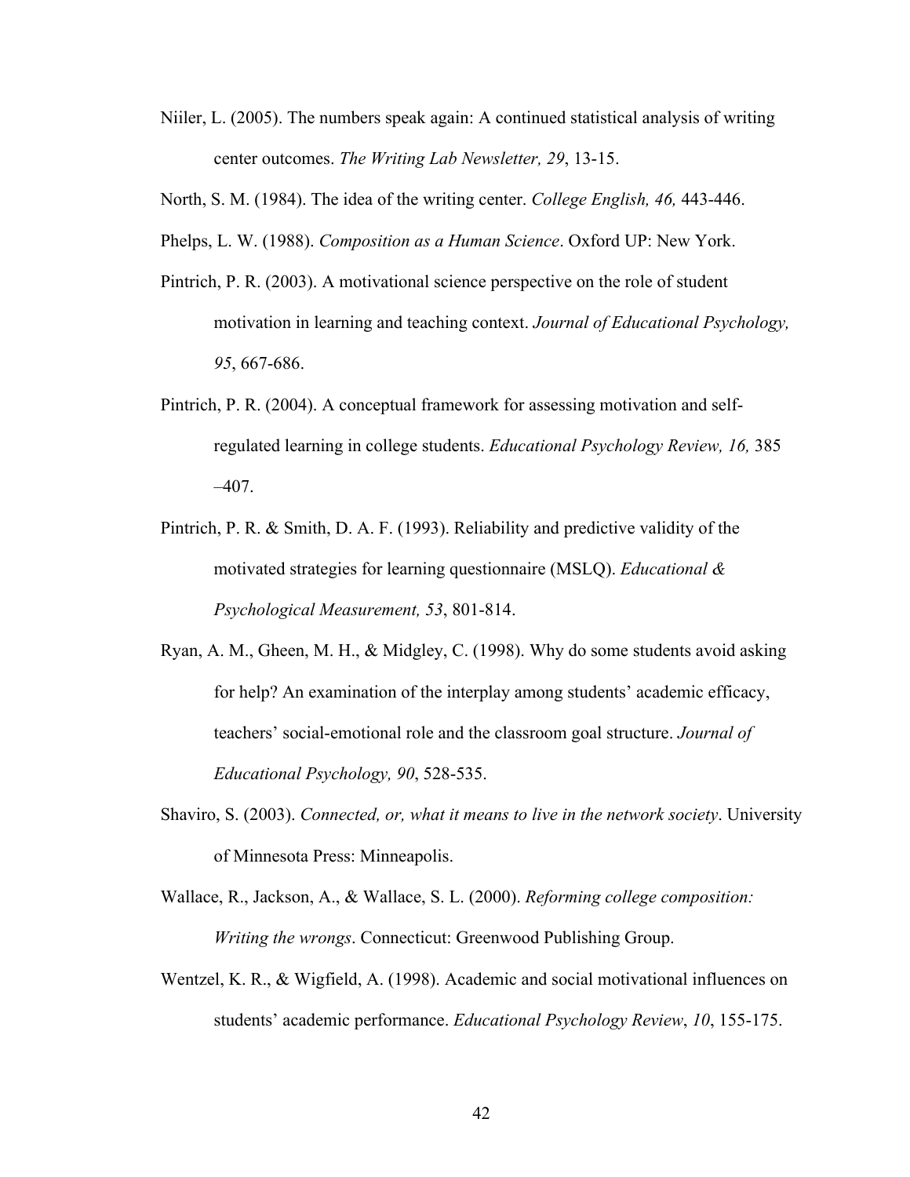Niiler, L. (2005). The numbers speak again: A continued statistical analysis of writing center outcomes. *The Writing Lab Newsletter, 29*, 13-15.

North, S. M. (1984). The idea of the writing center. *College English, 46,* 443-446.

Phelps, L. W. (1988). *Composition as a Human Science*. Oxford UP: New York.

Pintrich, P. R. (2003). A motivational science perspective on the role of student motivation in learning and teaching context. *Journal of Educational Psychology, 95*, 667-686.

Pintrich, P. R. (2004). A conceptual framework for assessing motivation and self-regulated learning in college students. *Educational Psychology Review, 16,* 385 –407.

Pintrich, P. R. & Smith, D. A. F. (1993). Reliability and predictive validity of the motivated strategies for learning questionnaire (MSLQ). *Educational & Psychological Measurement, 53*, 801-814.

Ryan, A. M., Gheen, M. H., & Midgley, C. (1998). Why do some students avoid asking for help? An examination of the interplay among students' academic efficacy, teachers' social-emotional role and the classroom goal structure. *Journal of Educational Psychology, 90*, 528-535.

Shaviro, S. (2003). *Connected, or, what it means to live in the network society*. University of Minnesota Press: Minneapolis.

Wallace, R., Jackson, A., & Wallace, S. L. (2000). *Reforming college composition: Writing the wrongs*. Connecticut: Greenwood Publishing Group.

Wentzel, K. R., & Wigfield, A. (1998). Academic and social motivational influences on students' academic performance. *Educational Psychology Review*, *10*, 155-175.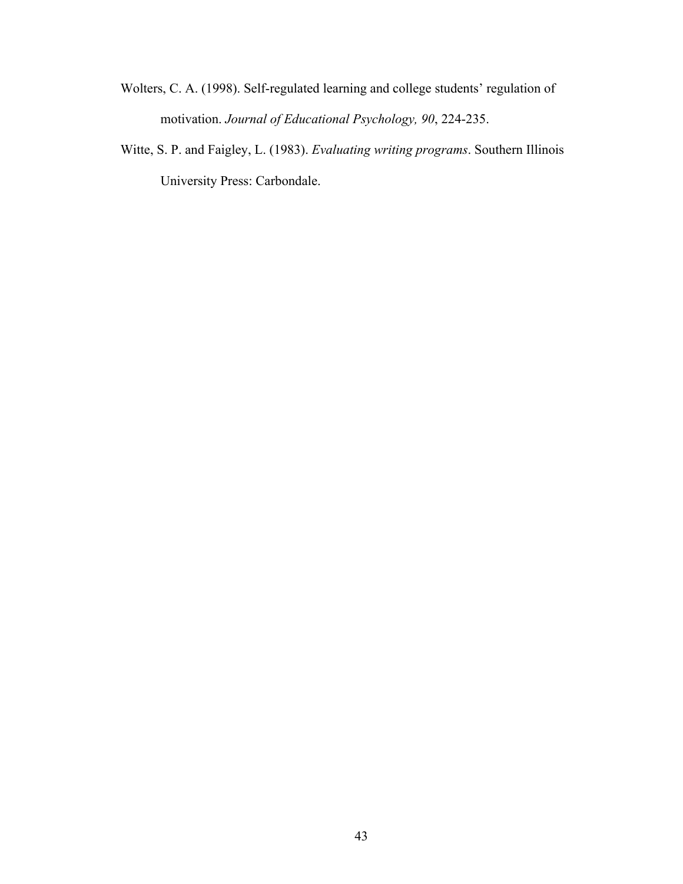Wolters, C. A. (1998). Self-regulated learning and college students' regulation of motivation. *Journal of Educational Psychology, 90*, 224-235.

Witte, S. P. and Faigley, L. (1983). *Evaluating writing programs*. Southern Illinois University Press: Carbondale.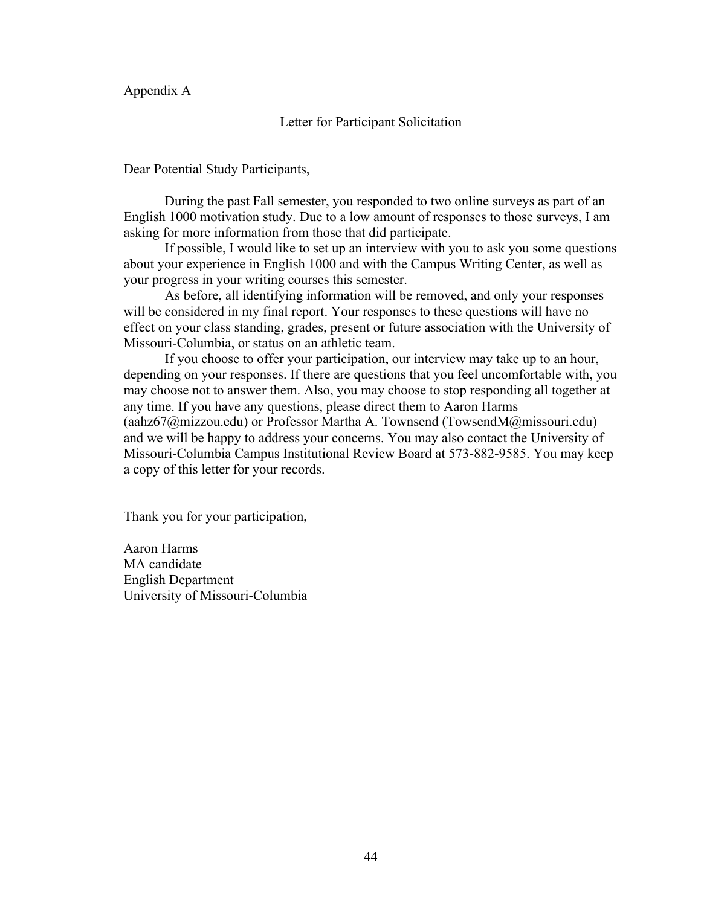Appendix A

## Letter for Participant Solicitation

Dear Potential Study Participants,

During the past Fall semester, you responded to two online surveys as part of an English 1000 motivation study. Due to a low amount of responses to those surveys, I am asking for more information from those that did participate.

If possible, I would like to set up an interview with you to ask you some questions about your experience in English 1000 and with the Campus Writing Center, as well as your progress in your writing courses this semester.

As before, all identifying information will be removed, and only your responses will be considered in my final report. Your responses to these questions will have no effect on your class standing, grades, present or future association with the University of Missouri-Columbia, or status on an athletic team.

If you choose to offer your participation, our interview may take up to an hour, depending on your responses. If there are questions that you feel uncomfortable with, you may choose not to answer them. Also, you may choose to stop responding all together at any time. If you have any questions, please direct them to Aaron Harms (aahz67@mizzou.edu) or Professor Martha A. Townsend (TowsendM@missouri.edu) and we will be happy to address your concerns. You may also contact the University of Missouri-Columbia Campus Institutional Review Board at 573-882-9585. You may keep a copy of this letter for your records.

Thank you for your participation,

Aaron Harms  
MA candidate  
English Department  
University of Missouri-Columbia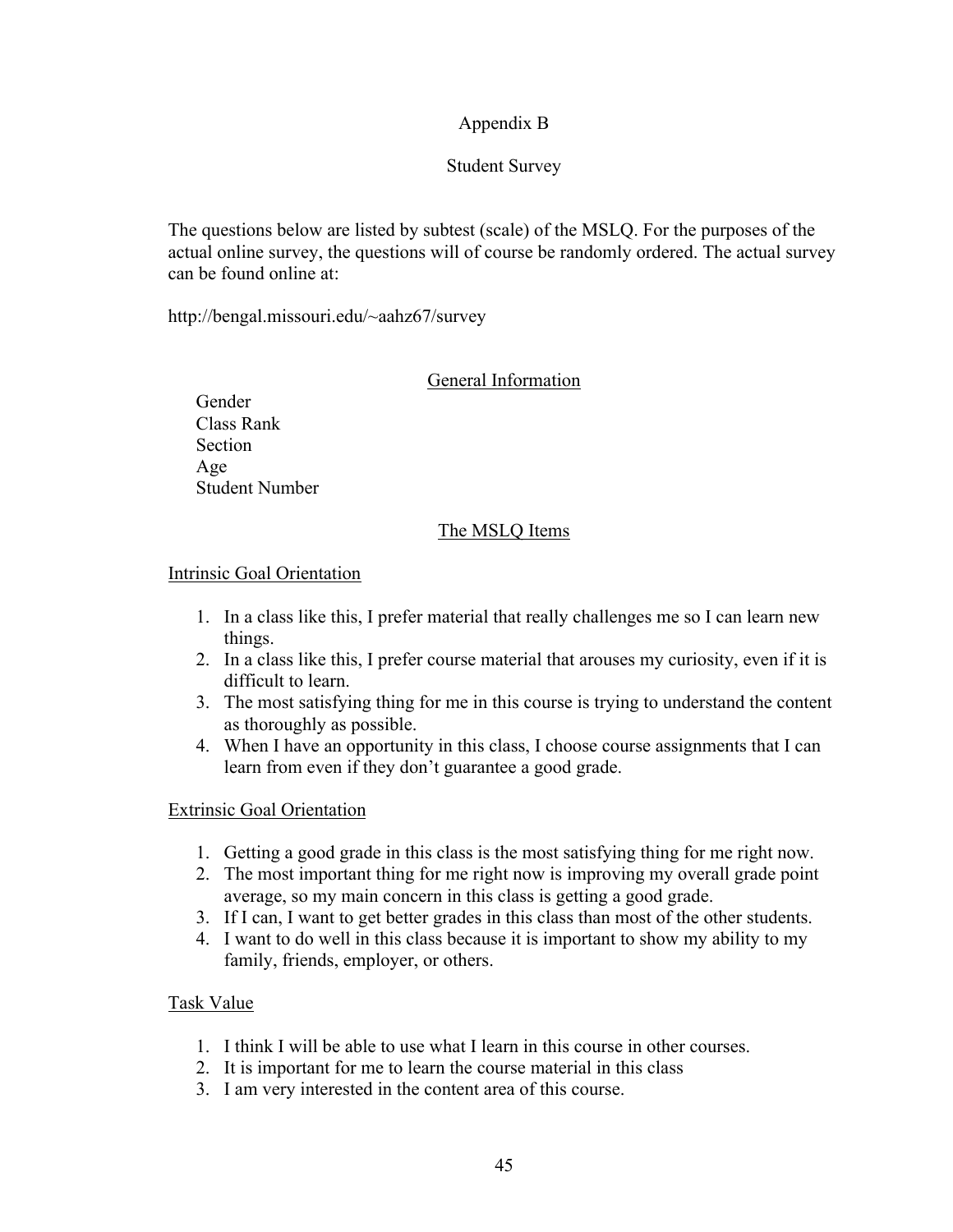# Appendix B

## Student Survey

The questions below are listed by subtest (scale) of the MSLQ. For the purposes of the actual online survey, the questions will of course be randomly ordered. The actual survey can be found online at:

http://bengal.missouri.edu/~aahz67/survey

### General Information

Gender
Class Rank
Section
Age
Student Number

### The MSLQ Items

#### Intrinsic Goal Orientation

1. In a class like this, I prefer material that really challenges me so I can learn new things.
2. In a class like this, I prefer course material that arouses my curiosity, even if it is difficult to learn.
3. The most satisfying thing for me in this course is trying to understand the content as thoroughly as possible.
4. When I have an opportunity in this class, I choose course assignments that I can learn from even if they don't guarantee a good grade.

#### Extrinsic Goal Orientation

1. Getting a good grade in this class is the most satisfying thing for me right now.
2. The most important thing for me right now is improving my overall grade point average, so my main concern in this class is getting a good grade.
3. If I can, I want to get better grades in this class than most of the other students.
4. I want to do well in this class because it is important to show my ability to my family, friends, employer, or others.

#### Task Value

1. I think I will be able to use what I learn in this course in other courses.
2. It is important for me to learn the course material in this class
3. I am very interested in the content area of this course.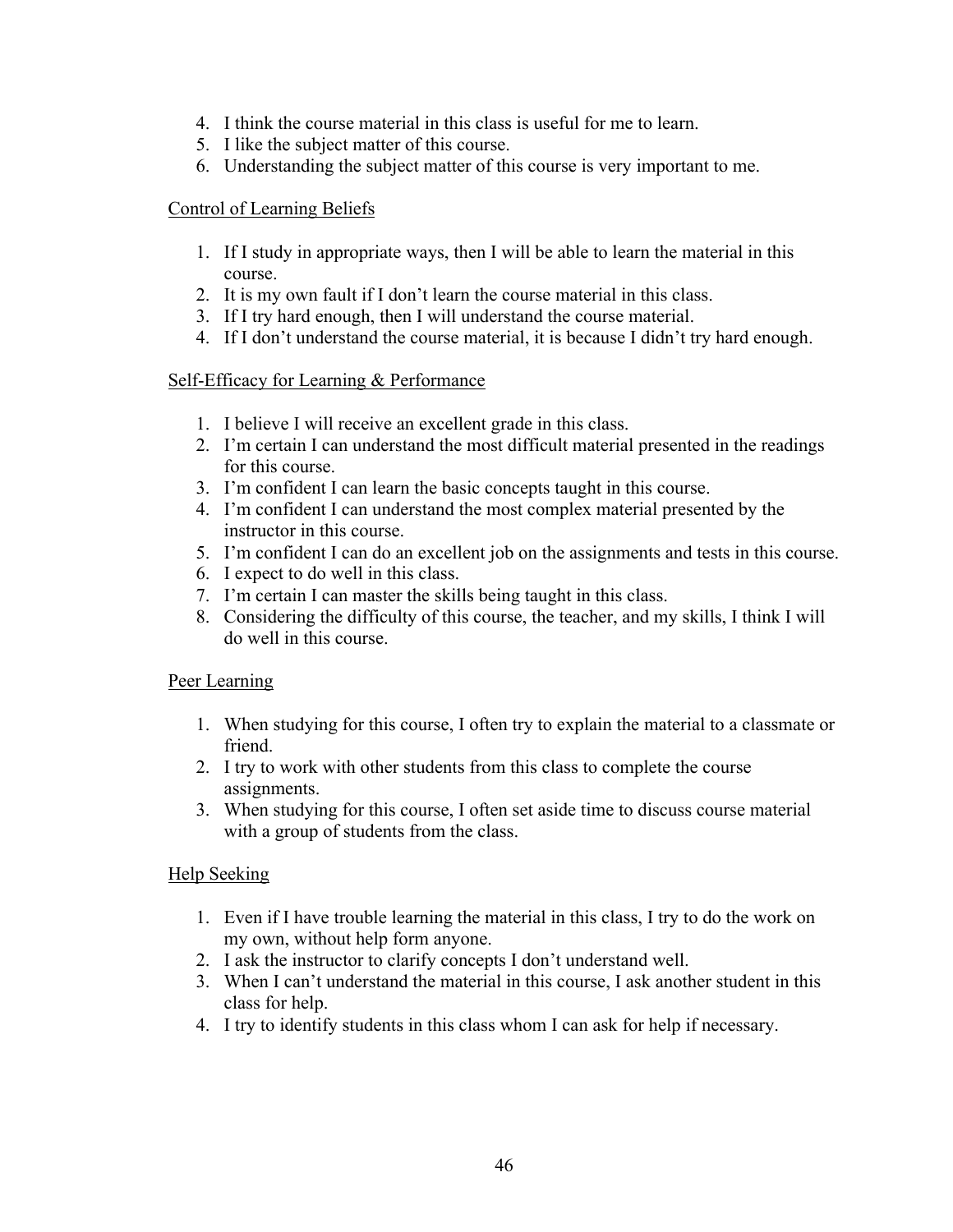4. I think the course material in this class is useful for me to learn.
5. I like the subject matter of this course.
6. Understanding the subject matter of this course is very important to me.

Control of Learning Beliefs

1. If I study in appropriate ways, then I will be able to learn the material in this course.
2. It is my own fault if I don't learn the course material in this class.
3. If I try hard enough, then I will understand the course material.
4. If I don't understand the course material, it is because I didn't try hard enough.

Self-Efficacy for Learning & Performance

1. I believe I will receive an excellent grade in this class.
2. I'm certain I can understand the most difficult material presented in the readings for this course.
3. I'm confident I can learn the basic concepts taught in this course.
4. I'm confident I can understand the most complex material presented by the instructor in this course.
5. I'm confident I can do an excellent job on the assignments and tests in this course.
6. I expect to do well in this class.
7. I'm certain I can master the skills being taught in this class.
8. Considering the difficulty of this course, the teacher, and my skills, I think I will do well in this course.

Peer Learning

1. When studying for this course, I often try to explain the material to a classmate or friend.
2. I try to work with other students from this class to complete the course assignments.
3. When studying for this course, I often set aside time to discuss course material with a group of students from the class.

Help Seeking

1. Even if I have trouble learning the material in this class, I try to do the work on my own, without help form anyone.
2. I ask the instructor to clarify concepts I don't understand well.
3. When I can't understand the material in this course, I ask another student in this class for help.
4. I try to identify students in this class whom I can ask for help if necessary.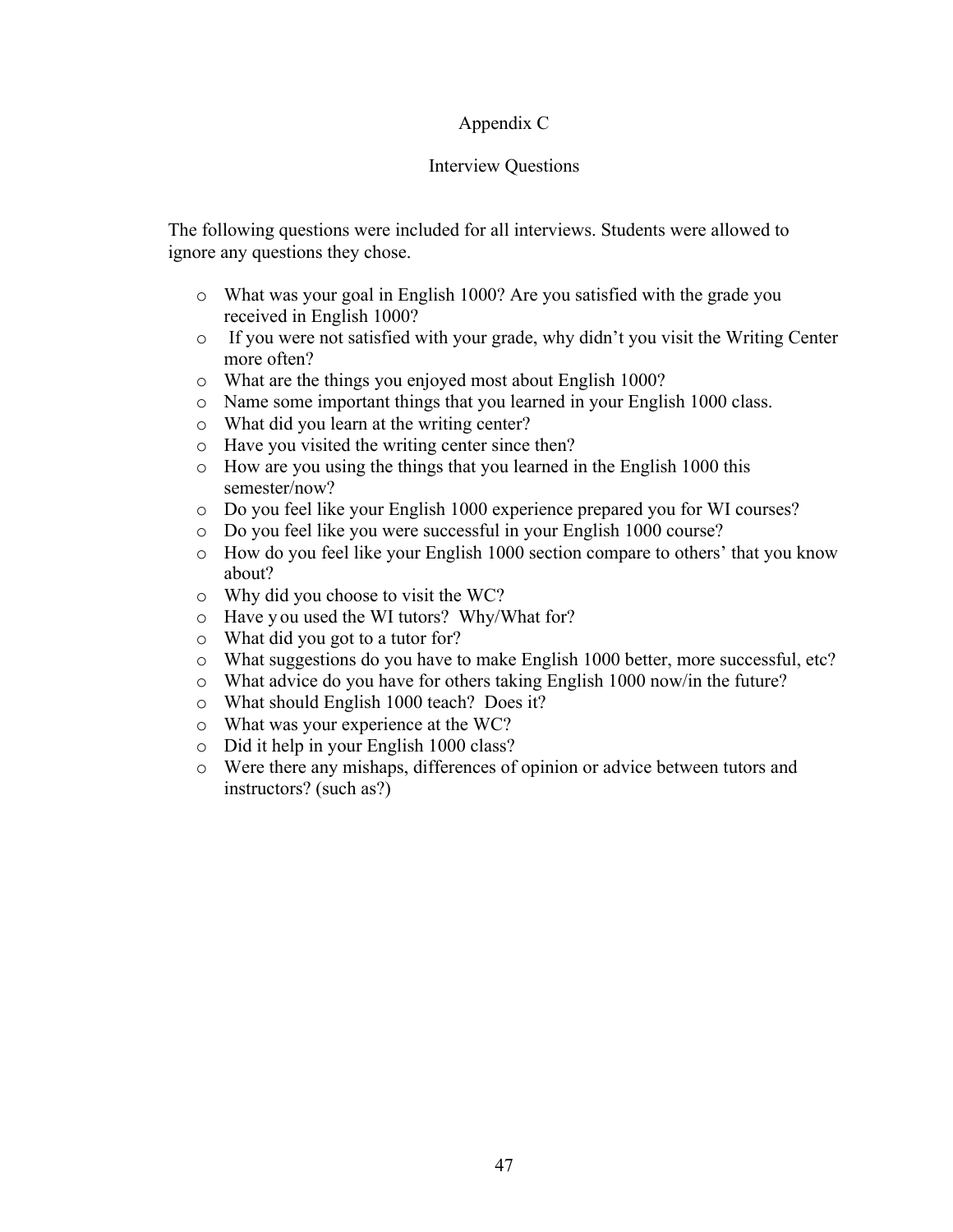# Appendix C

## Interview Questions

The following questions were included for all interviews. Students were allowed to ignore any questions they chose.

- What was your goal in English 1000? Are you satisfied with the grade you received in English 1000?
- If you were not satisfied with your grade, why didn't you visit the Writing Center more often?
- What are the things you enjoyed most about English 1000?
- Name some important things that you learned in your English 1000 class.
- What did you learn at the writing center?
- Have you visited the writing center since then?
- How are you using the things that you learned in the English 1000 this semester/now?
- Do you feel like your English 1000 experience prepared you for WI courses?
- Do you feel like you were successful in your English 1000 course?
- How do you feel like your English 1000 section compare to others' that you know about?
- Why did you choose to visit the WC?
- Have y ou used the WI tutors? Why/What for?
- What did you got to a tutor for?
- What suggestions do you have to make English 1000 better, more successful, etc?
- What advice do you have for others taking English 1000 now/in the future?
- What should English 1000 teach? Does it?
- What was your experience at the WC?
- Did it help in your English 1000 class?
- Were there any mishaps, differences of opinion or advice between tutors and instructors? (such as?)